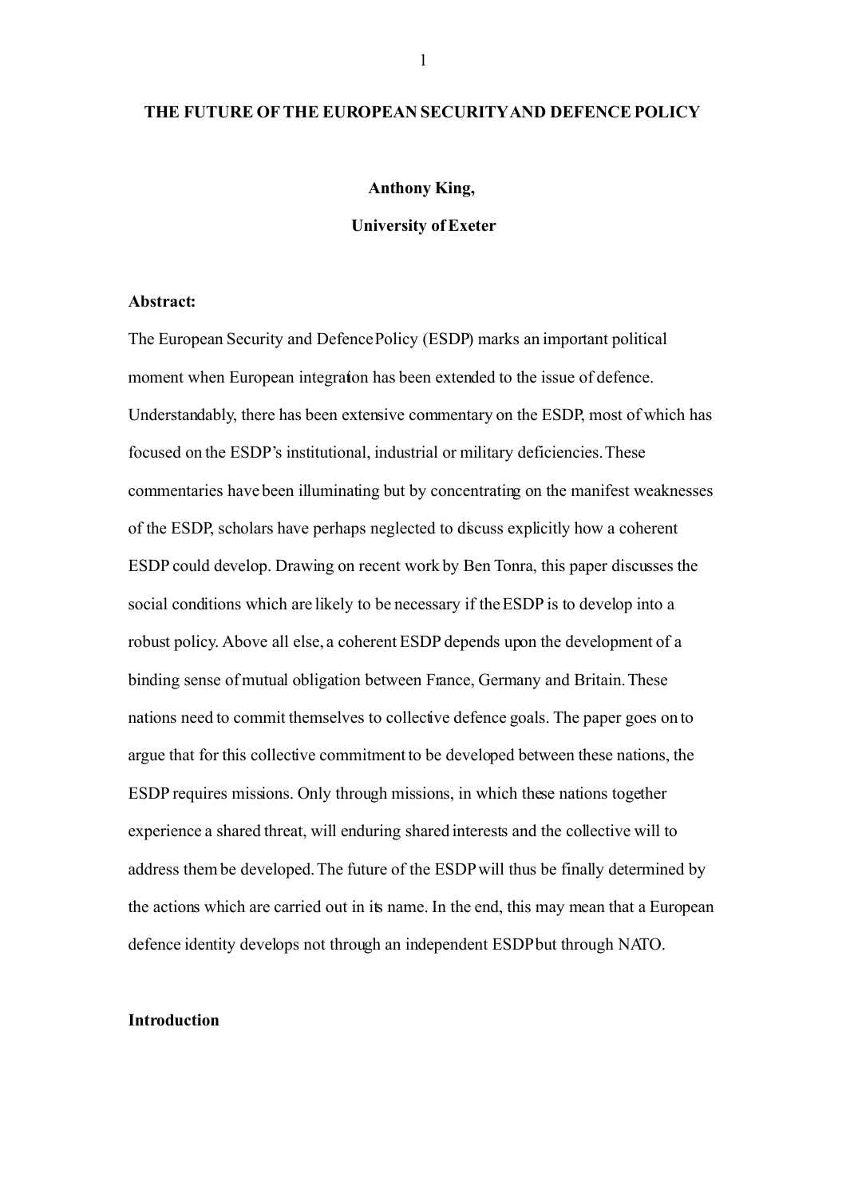# THE FUTURE OF THE EUROPEAN SECURITY AND DEFENCE POLICY

**Anthony King,**

**University of Exeter**

**Abstract:**

The European Security and Defence Policy (ESDP) marks an important political moment when European integration has been extended to the issue of defence. Understandably, there has been extensive commentary on the ESDP, most of which has focused on the ESDP's institutional, industrial or military deficiencies. These commentaries have been illuminating but by concentrating on the manifest weaknesses of the ESDP, scholars have perhaps neglected to discuss explicitly how a coherent ESDP could develop. Drawing on recent work by Ben Tonra, this paper discusses the social conditions which are likely to be necessary if the ESDP is to develop into a robust policy. Above all else, a coherent ESDP depends upon the development of a binding sense of mutual obligation between France, Germany and Britain. These nations need to commit themselves to collective defence goals. The paper goes on to argue that for this collective commitment to be developed between these nations, the ESDP requires missions. Only through missions, in which these nations together experience a shared threat, will enduring shared interests and the collective will to address them be developed. The future of the ESDP will thus be finally determined by the actions which are carried out in its name. In the end, this may mean that a European defence identity develops not through an independent ESDP but through NATO.

## Introduction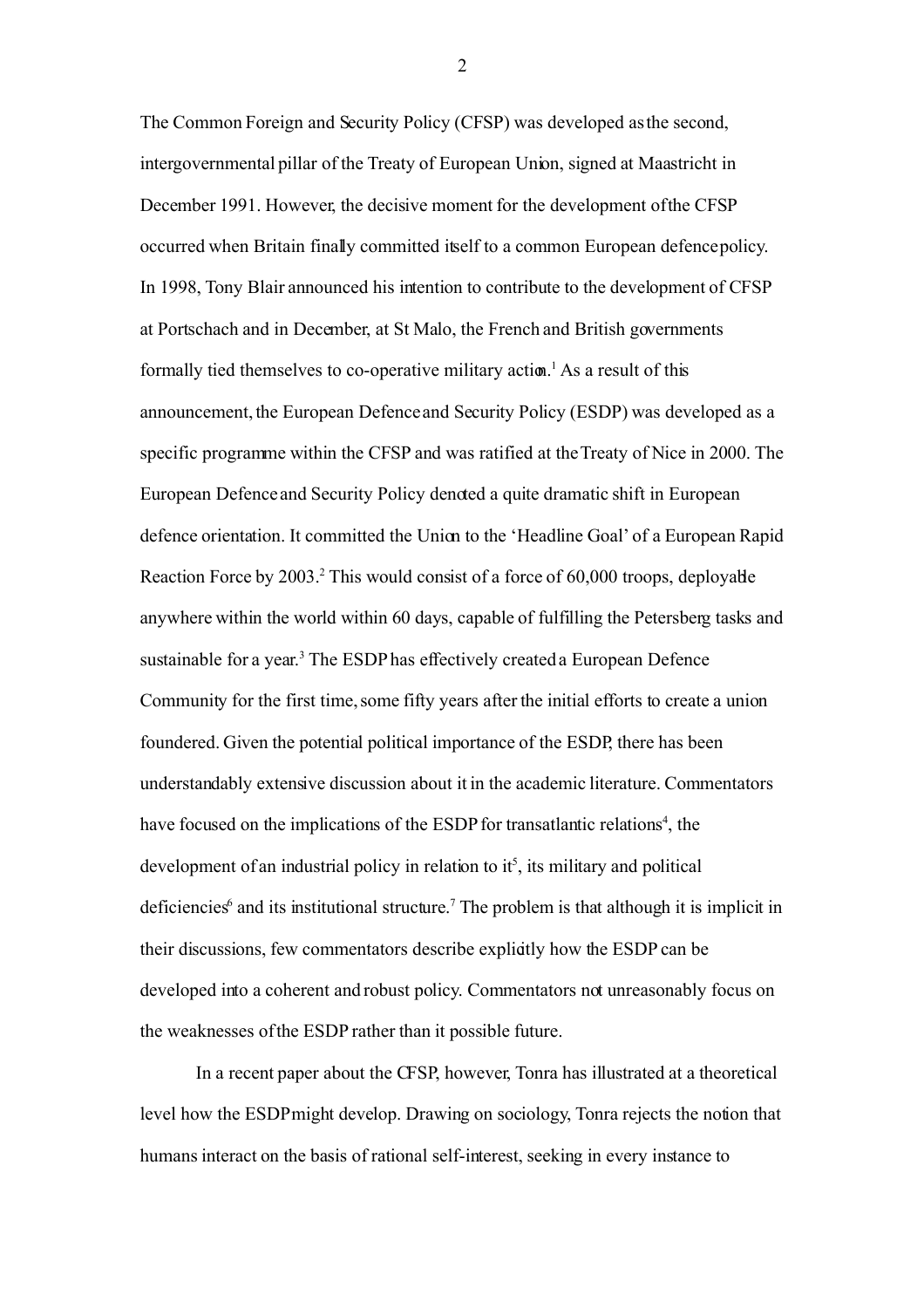The Common Foreign and Security Policy (CFSP) was developed as the second, intergovernmental pillar of the Treaty of European Union, signed at Maastricht in December 1991. However, the decisive moment for the development of the CFSP occurred when Britain finally committed itself to a common European defence policy. In 1998, Tony Blair announced his intention to contribute to the development of CFSP at Portschach and in December, at St Malo, the French and British governments formally tied themselves to co-operative military action.[1] As a result of this announcement, the European Defence and Security Policy (ESDP) was developed as a specific programme within the CFSP and was ratified at the Treaty of Nice in 2000. The European Defence and Security Policy denoted a quite dramatic shift in European defence orientation. It committed the Union to the 'Headline Goal' of a European Rapid Reaction Force by 2003.[2] This would consist of a force of 60,000 troops, deployable anywhere within the world within 60 days, capable of fulfilling the Petersberg tasks and sustainable for a year.[3] The ESDP has effectively created a European Defence Community for the first time, some fifty years after the initial efforts to create a union foundered. Given the potential political importance of the ESDP, there has been understandably extensive discussion about it in the academic literature. Commentators have focused on the implications of the ESDP for transatlantic relations[4], the development of an industrial policy in relation to it[5], its military and political deficiencies[6] and its institutional structure.[7] The problem is that although it is implicit in their discussions, few commentators describe explicitly how the ESDP can be developed into a coherent and robust policy. Commentators not unreasonably focus on the weaknesses of the ESDP rather than it possible future.

In a recent paper about the CFSP, however, Tonra has illustrated at a theoretical level how the ESDP might develop. Drawing on sociology, Tonra rejects the notion that humans interact on the basis of rational self-interest, seeking in every instance to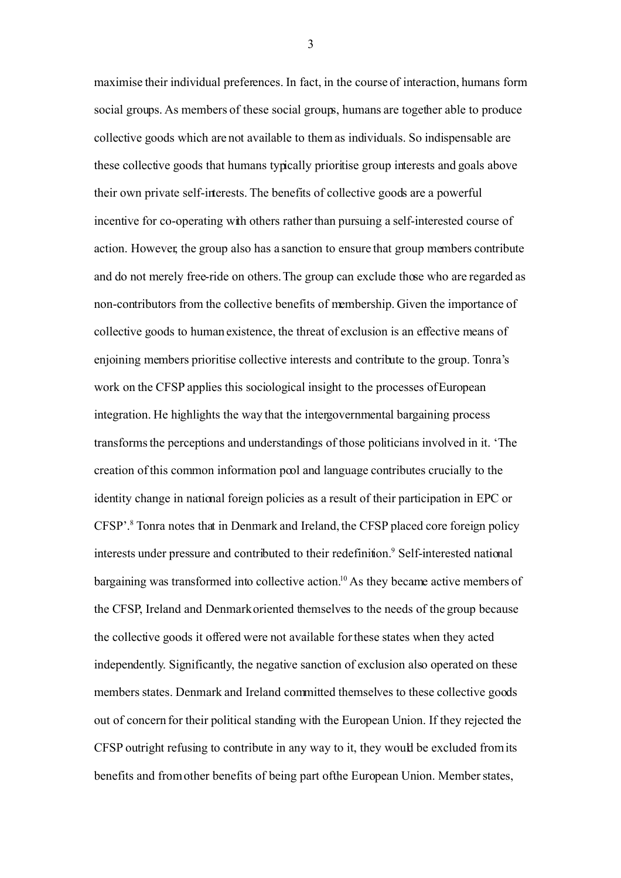maximise their individual preferences. In fact, in the course of interaction, humans form social groups. As members of these social groups, humans are together able to produce collective goods which are not available to them as individuals. So indispensable are these collective goods that humans typically prioritise group interests and goals above their own private self-interests. The benefits of collective goods are a powerful incentive for co-operating with others rather than pursuing a self-interested course of action. However, the group also has a sanction to ensure that group members contribute and do not merely free-ride on others. The group can exclude those who are regarded as non-contributors from the collective benefits of membership. Given the importance of collective goods to human existence, the threat of exclusion is an effective means of enjoining members prioritise collective interests and contribute to the group. Tonra's work on the CFSP applies this sociological insight to the processes of European integration. He highlights the way that the intergovernmental bargaining process transforms the perceptions and understandings of those politicians involved in it. 'The creation of this common information pool and language contributes crucially to the identity change in national foreign policies as a result of their participation in EPC or CFSP'.[8] Tonra notes that in Denmark and Ireland, the CFSP placed core foreign policy interests under pressure and contributed to their redefinition.[9] Self-interested national bargaining was transformed into collective action.[10] As they became active members of the CFSP, Ireland and Denmark oriented themselves to the needs of the group because the collective goods it offered were not available for these states when they acted independently. Significantly, the negative sanction of exclusion also operated on these members states. Denmark and Ireland committed themselves to these collective goods out of concern for their political standing with the European Union. If they rejected the CFSP outright refusing to contribute in any way to it, they would be excluded from its benefits and from other benefits of being part of the European Union. Member states,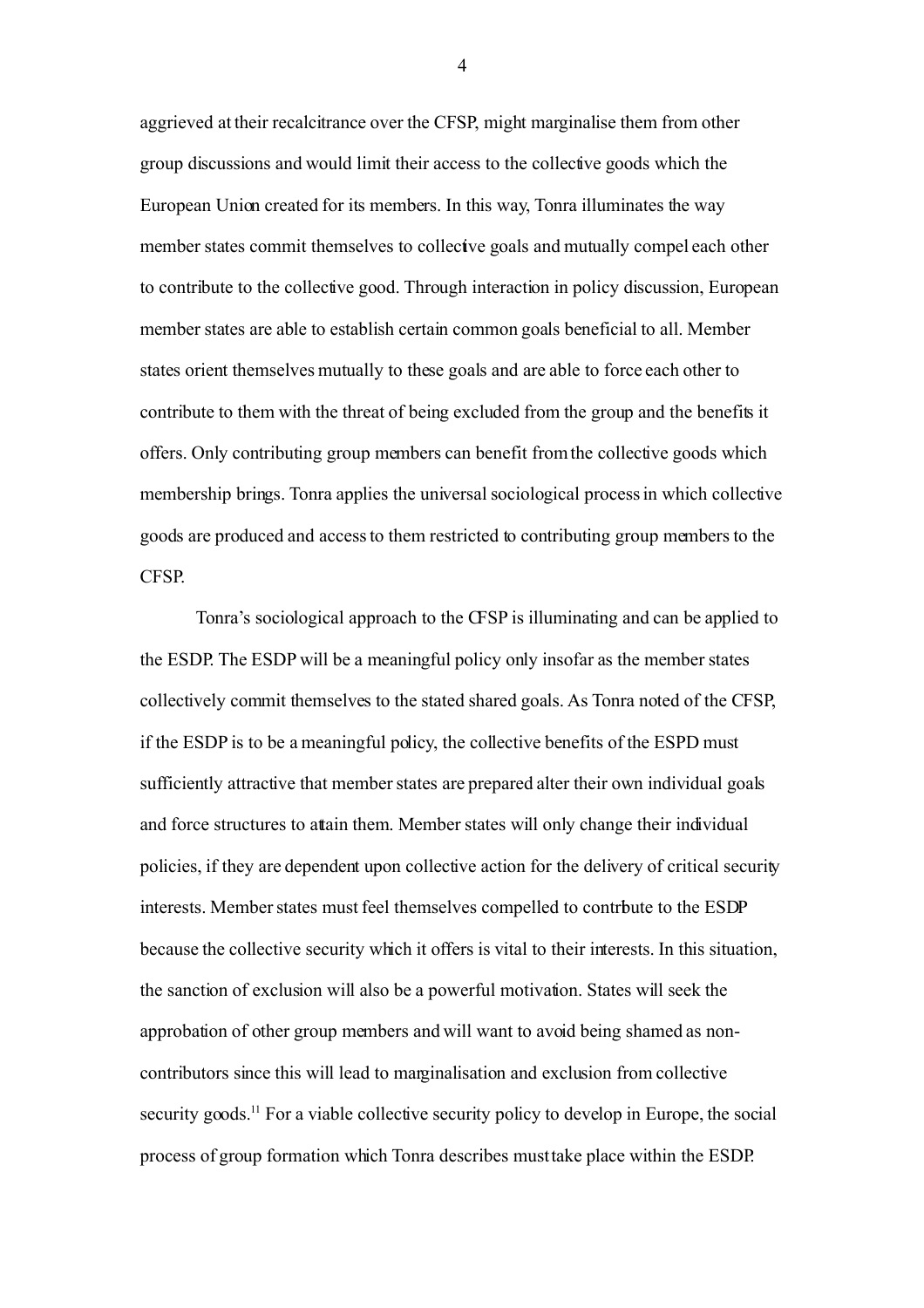aggrieved at their recalcitrance over the CFSP, might marginalise them from other group discussions and would limit their access to the collective goods which the European Union created for its members. In this way, Tonra illuminates the way member states commit themselves to collective goals and mutually compel each other to contribute to the collective good. Through interaction in policy discussion, European member states are able to establish certain common goals beneficial to all. Member states orient themselves mutually to these goals and are able to force each other to contribute to them with the threat of being excluded from the group and the benefits it offers. Only contributing group members can benefit from the collective goods which membership brings. Tonra applies the universal sociological process in which collective goods are produced and access to them restricted to contributing group members to the CFSP.

Tonra's sociological approach to the CFSP is illuminating and can be applied to the ESDP. The ESDP will be a meaningful policy only insofar as the member states collectively commit themselves to the stated shared goals. As Tonra noted of the CFSP, if the ESDP is to be a meaningful policy, the collective benefits of the ESPD must sufficiently attractive that member states are prepared alter their own individual goals and force structures to attain them. Member states will only change their individual policies, if they are dependent upon collective action for the delivery of critical security interests. Member states must feel themselves compelled to contribute to the ESDP because the collective security which it offers is vital to their interests. In this situation, the sanction of exclusion will also be a powerful motivation. States will seek the approbation of other group members and will want to avoid being shamed as non-contributors since this will lead to marginalisation and exclusion from collective security goods.[11] For a viable collective security policy to develop in Europe, the social process of group formation which Tonra describes must take place within the ESDP.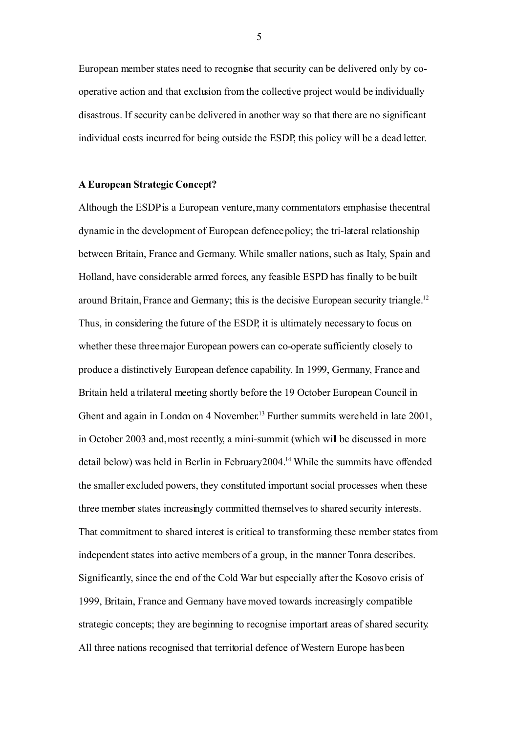European member states need to recognise that security can be delivered only by co-operative action and that exclusion from the collective project would be individually disastrous. If security can be delivered in another way so that there are no significant individual costs incurred for being outside the ESDP, this policy will be a dead letter.

**A European Strategic Concept?**

Although the ESDP is a European venture, many commentators emphasise the central dynamic in the development of European defence policy; the tri-lateral relationship between Britain, France and Germany. While smaller nations, such as Italy, Spain and Holland, have considerable armed forces, any feasible ESPD has finally to be built around Britain, France and Germany; this is the decisive European security triangle.[12] Thus, in considering the future of the ESDP, it is ultimately necessary to focus on whether these three major European powers can co-operate sufficiently closely to produce a distinctively European defence capability. In 1999, Germany, France and Britain held a trilateral meeting shortly before the 19 October European Council in Ghent and again in London on 4 November.[13] Further summits were held in late 2001, in October 2003 and, most recently, a mini-summit (which will be discussed in more detail below) was held in Berlin in February 2004.[14] While the summits have offended the smaller excluded powers, they constituted important social processes when these three member states increasingly committed themselves to shared security interests. That commitment to shared interest is critical to transforming these member states from independent states into active members of a group, in the manner Tonra describes. Significantly, since the end of the Cold War but especially after the Kosovo crisis of 1999, Britain, France and Germany have moved towards increasingly compatible strategic concepts; they are beginning to recognise important areas of shared security. All three nations recognised that territorial defence of Western Europe has been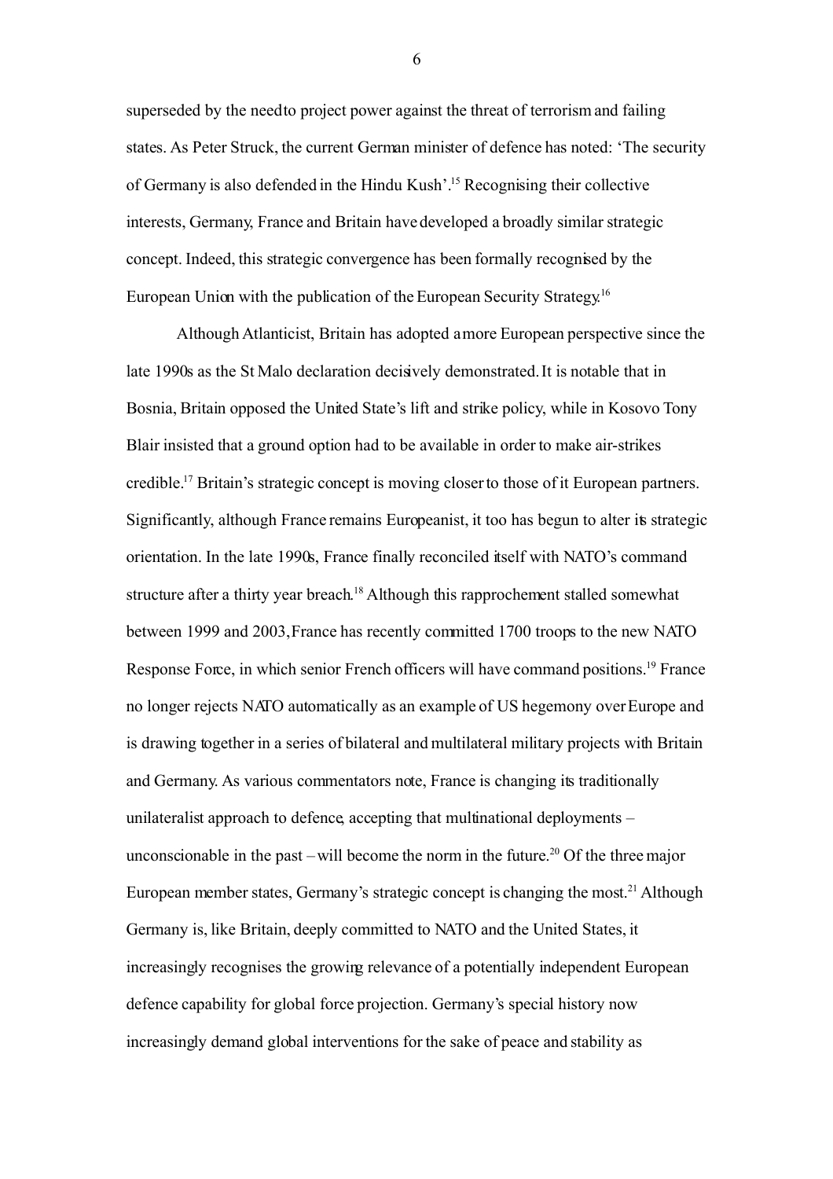superseded by the need to project power against the threat of terrorism and failing states. As Peter Struck, the current German minister of defence has noted: 'The security of Germany is also defended in the Hindu Kush'.[15] Recognising their collective interests, Germany, France and Britain have developed a broadly similar strategic concept. Indeed, this strategic convergence has been formally recognised by the European Union with the publication of the European Security Strategy.[16]

Although Atlanticist, Britain has adopted a more European perspective since the late 1990s as the St Malo declaration decisively demonstrated. It is notable that in Bosnia, Britain opposed the United State's lift and strike policy, while in Kosovo Tony Blair insisted that a ground option had to be available in order to make air-strikes credible.[17] Britain's strategic concept is moving closer to those of it European partners. Significantly, although France remains Europeanist, it too has begun to alter its strategic orientation. In the late 1990s, France finally reconciled itself with NATO's command structure after a thirty year breach.[18] Although this rapprochement stalled somewhat between 1999 and 2003, France has recently committed 1700 troops to the new NATO Response Force, in which senior French officers will have command positions.[19] France no longer rejects NATO automatically as an example of US hegemony over Europe and is drawing together in a series of bilateral and multilateral military projects with Britain and Germany. As various commentators note, France is changing its traditionally unilateralist approach to defence, accepting that multinational deployments – unconscionable in the past – will become the norm in the future.[20] Of the three major European member states, Germany's strategic concept is changing the most.[21] Although Germany is, like Britain, deeply committed to NATO and the United States, it increasingly recognises the growing relevance of a potentially independent European defence capability for global force projection. Germany's special history now increasingly demand global interventions for the sake of peace and stability as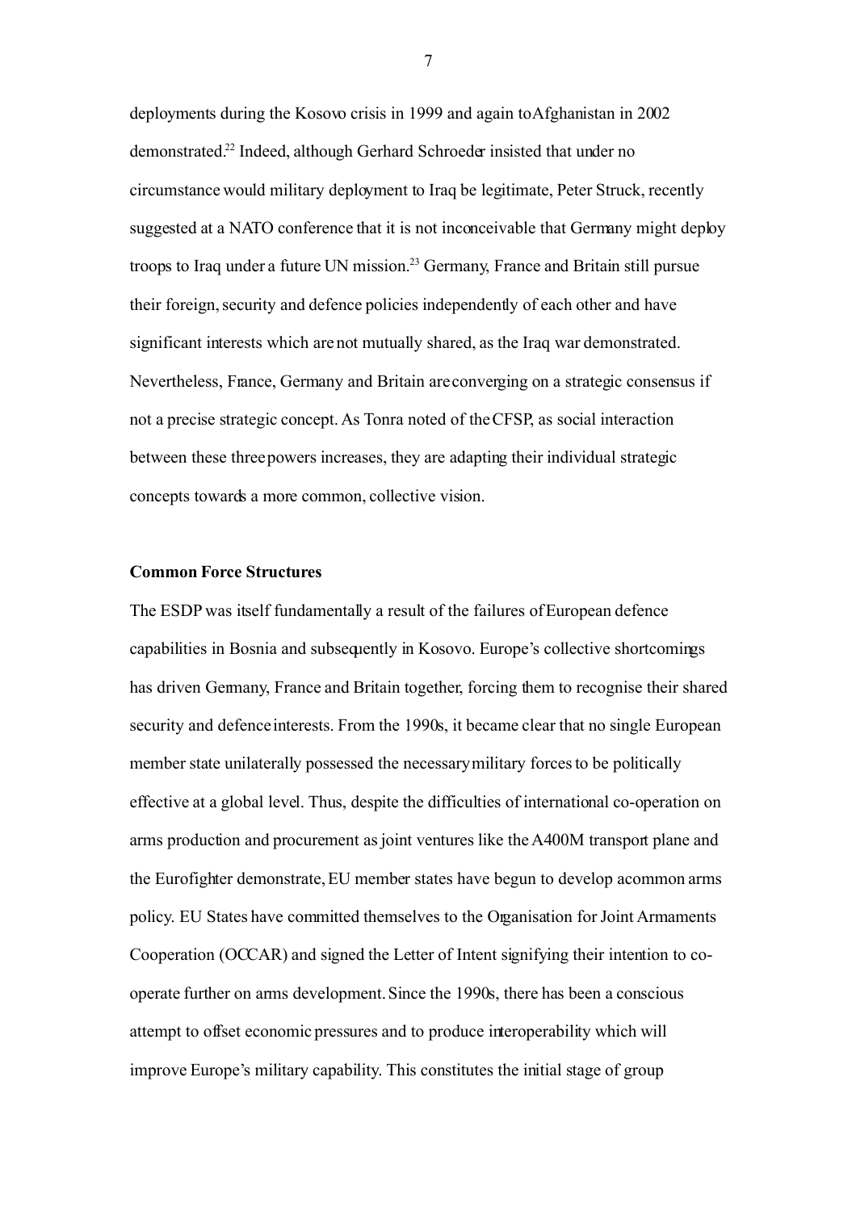deployments during the Kosovo crisis in 1999 and again to Afghanistan in 2002 demonstrated.[22] Indeed, although Gerhard Schroeder insisted that under no circumstance would military deployment to Iraq be legitimate, Peter Struck, recently suggested at a NATO conference that it is not inconceivable that Germany might deploy troops to Iraq under a future UN mission.[23] Germany, France and Britain still pursue their foreign, security and defence policies independently of each other and have significant interests which are not mutually shared, as the Iraq war demonstrated. Nevertheless, France, Germany and Britain are converging on a strategic consensus if not a precise strategic concept. As Tonra noted of the CFSP, as social interaction between these three powers increases, they are adapting their individual strategic concepts towards a more common, collective vision.

**Common Force Structures**

The ESDP was itself fundamentally a result of the failures of European defence capabilities in Bosnia and subsequently in Kosovo. Europe's collective shortcomings has driven Germany, France and Britain together, forcing them to recognise their shared security and defence interests. From the 1990s, it became clear that no single European member state unilaterally possessed the necessary military forces to be politically effective at a global level. Thus, despite the difficulties of international co-operation on arms production and procurement as joint ventures like the A400M transport plane and the Eurofighter demonstrate, EU member states have begun to develop a common arms policy. EU States have committed themselves to the Organisation for Joint Armaments Cooperation (OCCAR) and signed the Letter of Intent signifying their intention to co-operate further on arms development. Since the 1990s, there has been a conscious attempt to offset economic pressures and to produce interoperability which will improve Europe's military capability. This constitutes the initial stage of group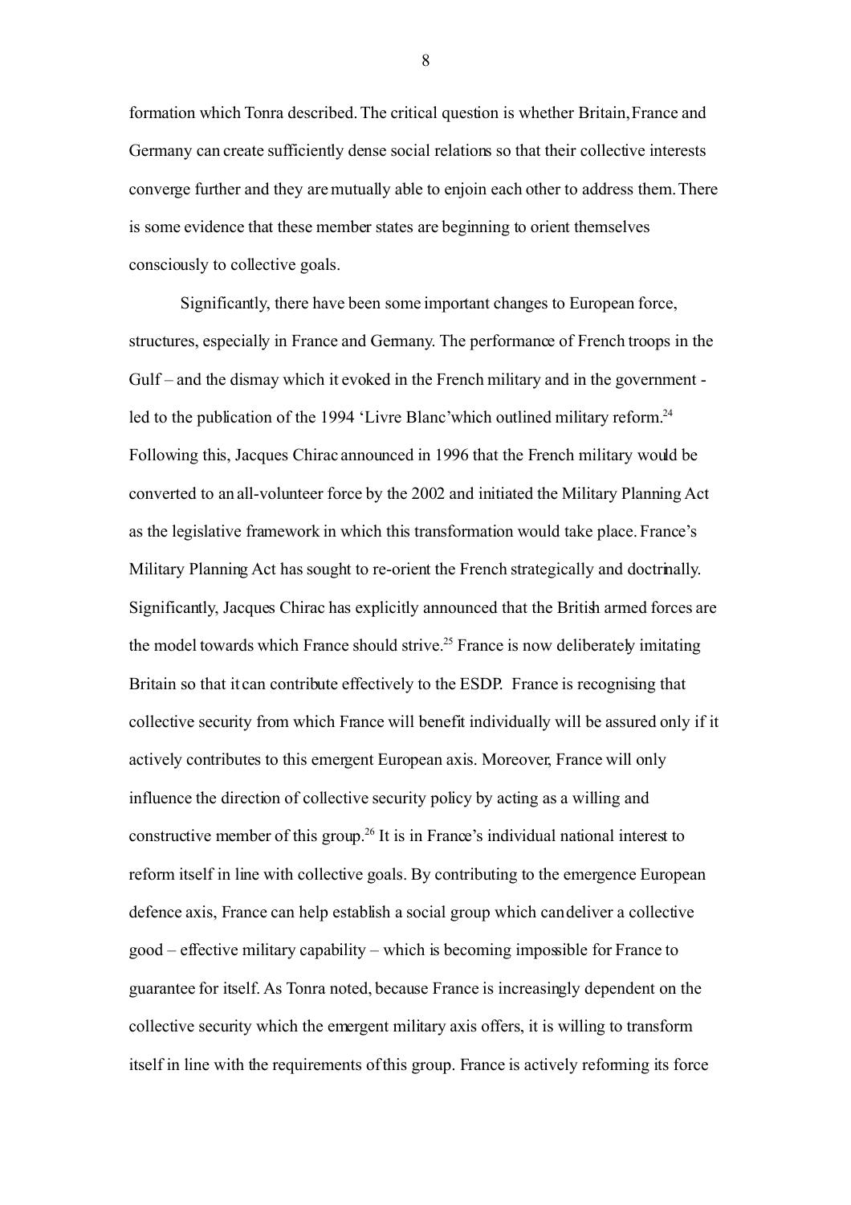formation which Tonra described. The critical question is whether Britain, France and Germany can create sufficiently dense social relations so that their collective interests converge further and they are mutually able to enjoin each other to address them. There is some evidence that these member states are beginning to orient themselves consciously to collective goals.

Significantly, there have been some important changes to European force, structures, especially in France and Germany. The performance of French troops in the Gulf – and the dismay which it evoked in the French military and in the government - led to the publication of the 1994 'Livre Blanc'which outlined military reform.[24] Following this, Jacques Chirac announced in 1996 that the French military would be converted to an all-volunteer force by the 2002 and initiated the Military Planning Act as the legislative framework in which this transformation would take place. France's Military Planning Act has sought to re-orient the French strategically and doctrinally. Significantly, Jacques Chirac has explicitly announced that the British armed forces are the model towards which France should strive.[25] France is now deliberately imitating Britain so that it can contribute effectively to the ESDP. France is recognising that collective security from which France will benefit individually will be assured only if it actively contributes to this emergent European axis. Moreover, France will only influence the direction of collective security policy by acting as a willing and constructive member of this group.[26] It is in France's individual national interest to reform itself in line with collective goals. By contributing to the emergence European defence axis, France can help establish a social group which can deliver a collective good – effective military capability – which is becoming impossible for France to guarantee for itself. As Tonra noted, because France is increasingly dependent on the collective security which the emergent military axis offers, it is willing to transform itself in line with the requirements of this group. France is actively reforming its force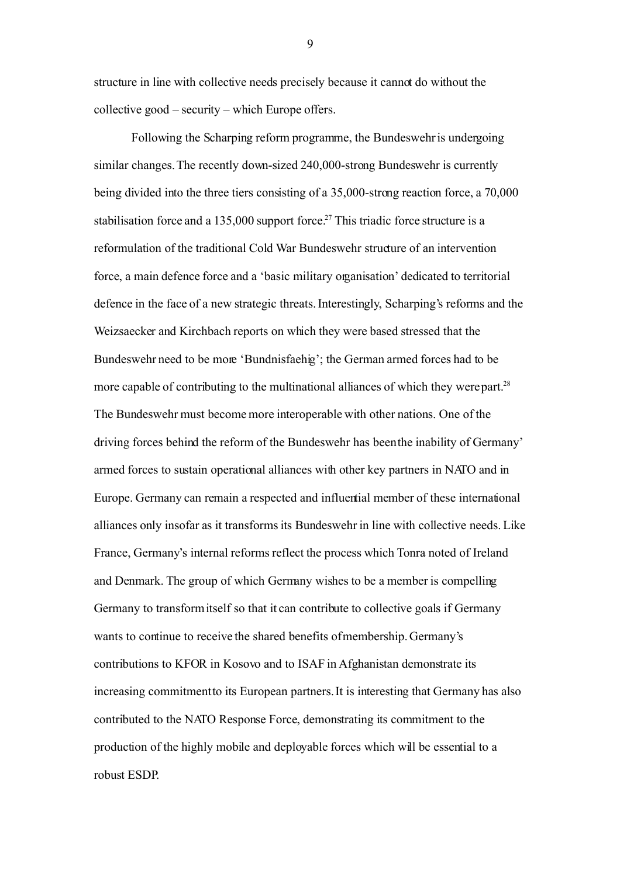structure in line with collective needs precisely because it cannot do without the collective good – security – which Europe offers.

Following the Scharping reform programme, the Bundeswehr is undergoing similar changes. The recently down-sized 240,000-strong Bundeswehr is currently being divided into the three tiers consisting of a 35,000-strong reaction force, a 70,000 stabilisation force and a 135,000 support force.[27] This triadic force structure is a reformulation of the traditional Cold War Bundeswehr structure of an intervention force, a main defence force and a 'basic military organisation' dedicated to territorial defence in the face of a new strategic threats. Interestingly, Scharping's reforms and the Weizsaecker and Kirchbach reports on which they were based stressed that the Bundeswehr need to be more 'Bundnisfaehig'; the German armed forces had to be more capable of contributing to the multinational alliances of which they were part.[28] The Bundeswehr must become more interoperable with other nations. One of the driving forces behind the reform of the Bundeswehr has been the inability of Germany' armed forces to sustain operational alliances with other key partners in NATO and in Europe. Germany can remain a respected and influential member of these international alliances only insofar as it transforms its Bundeswehr in line with collective needs. Like France, Germany's internal reforms reflect the process which Tonra noted of Ireland and Denmark. The group of which Germany wishes to be a member is compelling Germany to transform itself so that it can contribute to collective goals if Germany wants to continue to receive the shared benefits of membership. Germany's contributions to KFOR in Kosovo and to ISAF in Afghanistan demonstrate its increasing commitment to its European partners. It is interesting that Germany has also contributed to the NATO Response Force, demonstrating its commitment to the production of the highly mobile and deployable forces which will be essential to a robust ESDP.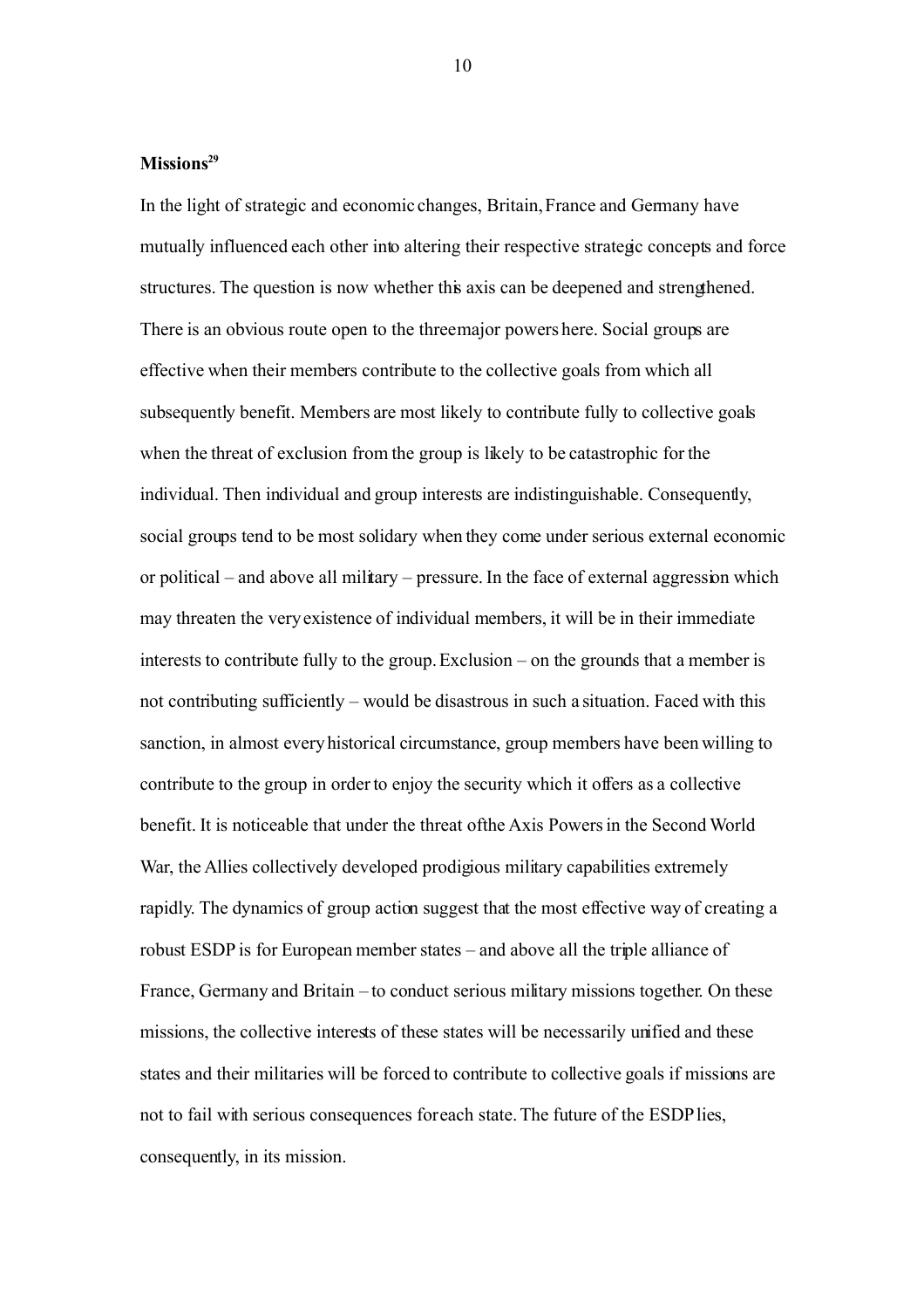## Missions[29]

In the light of strategic and economic changes, Britain, France and Germany have mutually influenced each other into altering their respective strategic concepts and force structures. The question is now whether this axis can be deepened and strengthened. There is an obvious route open to the three major powers here. Social groups are effective when their members contribute to the collective goals from which all subsequently benefit. Members are most likely to contribute fully to collective goals when the threat of exclusion from the group is likely to be catastrophic for the individual. Then individual and group interests are indistinguishable. Consequently, social groups tend to be most solidary when they come under serious external economic or political – and above all military – pressure. In the face of external aggression which may threaten the very existence of individual members, it will be in their immediate interests to contribute fully to the group. Exclusion – on the grounds that a member is not contributing sufficiently – would be disastrous in such a situation. Faced with this sanction, in almost every historical circumstance, group members have been willing to contribute to the group in order to enjoy the security which it offers as a collective benefit. It is noticeable that under the threat of the Axis Powers in the Second World War, the Allies collectively developed prodigious military capabilities extremely rapidly. The dynamics of group action suggest that the most effective way of creating a robust ESDP is for European member states – and above all the triple alliance of France, Germany and Britain – to conduct serious military missions together. On these missions, the collective interests of these states will be necessarily unified and these states and their militaries will be forced to contribute to collective goals if missions are not to fail with serious consequences for each state. The future of the ESDP lies, consequently, in its mission.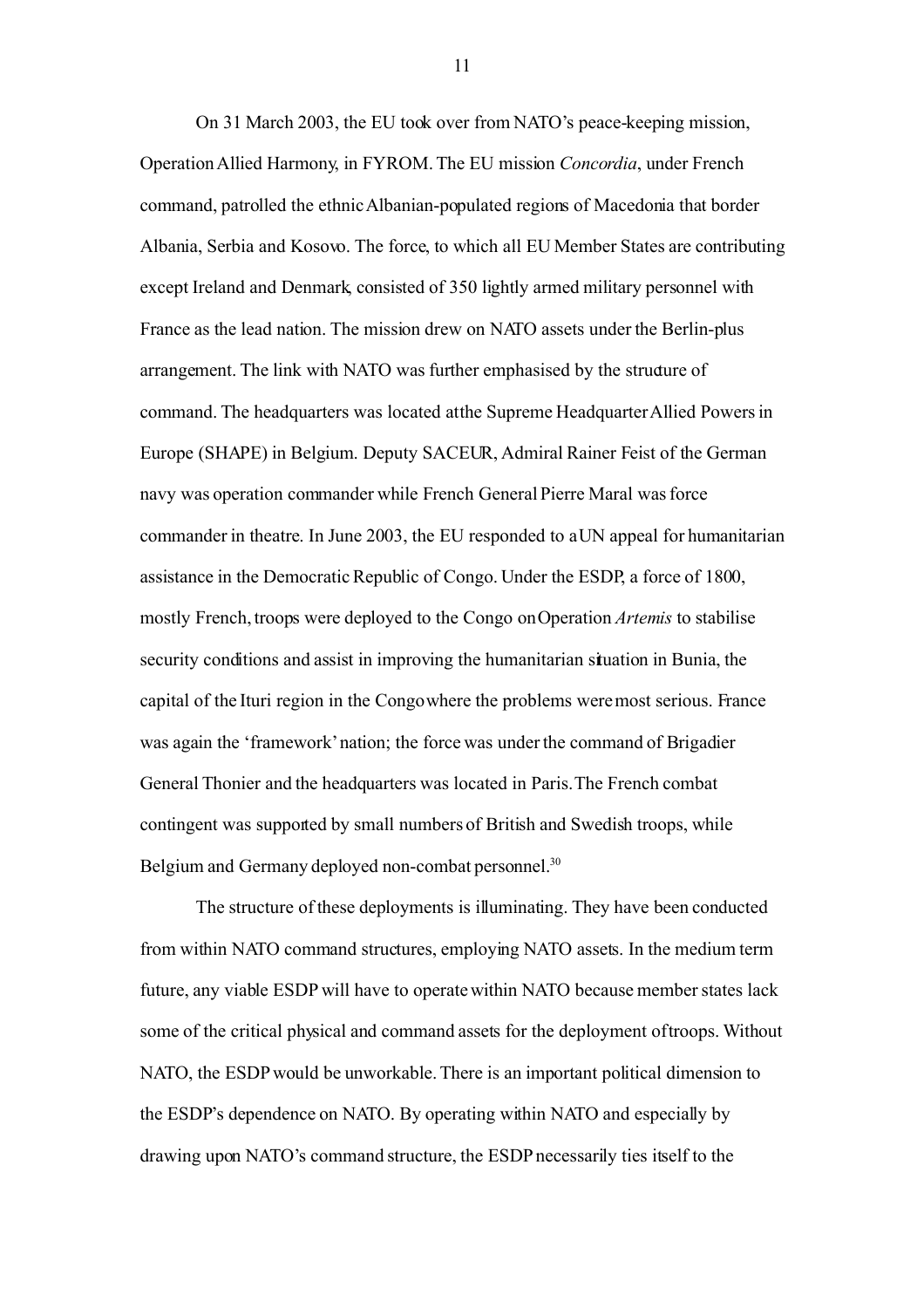On 31 March 2003, the EU took over from NATO's peace-keeping mission, Operation Allied Harmony, in FYROM. The EU mission *Concordia*, under French command, patrolled the ethnic Albanian-populated regions of Macedonia that border Albania, Serbia and Kosovo. The force, to which all EU Member States are contributing except Ireland and Denmark, consisted of 350 lightly armed military personnel with France as the lead nation. The mission drew on NATO assets under the Berlin-plus arrangement. The link with NATO was further emphasised by the structure of command. The headquarters was located atthe Supreme Headquarter Allied Powers in Europe (SHAPE) in Belgium. Deputy SACEUR, Admiral Rainer Feist of the German navy was operation commander while French General Pierre Maral was force commander in theatre. In June 2003, the EU responded to a UN appeal for humanitarian assistance in the Democratic Republic of Congo. Under the ESDP, a force of 1800, mostly French, troops were deployed to the Congo on Operation *Artemis* to stabilise security conditions and assist in improving the humanitarian situation in Bunia, the capital of the Ituri region in the Congo where the problems were most serious. France was again the 'framework' nation; the force was under the command of Brigadier General Thonier and the headquarters was located in Paris. The French combat contingent was supported by small numbers of British and Swedish troops, while Belgium and Germany deployed non-combat personnel.[30]

The structure of these deployments is illuminating. They have been conducted from within NATO command structures, employing NATO assets. In the medium term future, any viable ESDP will have to operate within NATO because member states lack some of the critical physical and command assets for the deployment of troops. Without NATO, the ESDP would be unworkable. There is an important political dimension to the ESDP's dependence on NATO. By operating within NATO and especially by drawing upon NATO's command structure, the ESDP necessarily ties itself to the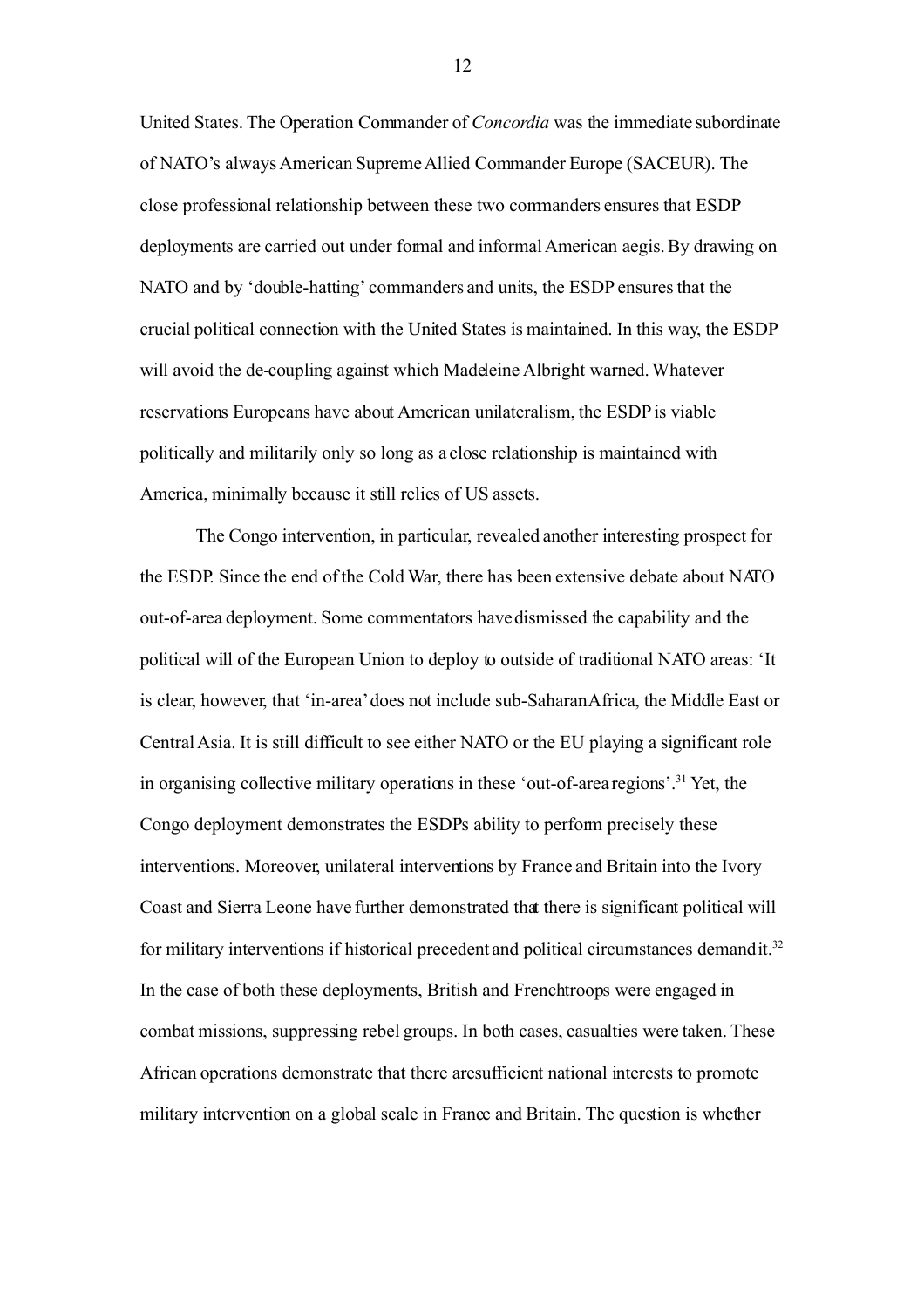United States. The Operation Commander of *Concordia* was the immediate subordinate of NATO's always American Supreme Allied Commander Europe (SACEUR). The close professional relationship between these two commanders ensures that ESDP deployments are carried out under formal and informal American aegis. By drawing on NATO and by 'double-hatting' commanders and units, the ESDP ensures that the crucial political connection with the United States is maintained. In this way, the ESDP will avoid the de-coupling against which Madeleine Albright warned. Whatever reservations Europeans have about American unilateralism, the ESDP is viable politically and militarily only so long as a close relationship is maintained with America, minimally because it still relies of US assets.

The Congo intervention, in particular, revealed another interesting prospect for the ESDP. Since the end of the Cold War, there has been extensive debate about NATO out-of-area deployment. Some commentators have dismissed the capability and the political will of the European Union to deploy to outside of traditional NATO areas: 'It is clear, however, that 'in-area' does not include sub-Saharan Africa, the Middle East or Central Asia. It is still difficult to see either NATO or the EU playing a significant role in organising collective military operations in these 'out-of-area regions'.[31] Yet, the Congo deployment demonstrates the ESDPs ability to perform precisely these interventions. Moreover, unilateral interventions by France and Britain into the Ivory Coast and Sierra Leone have further demonstrated that there is significant political will for military interventions if historical precedent and political circumstances demand it.[32] In the case of both these deployments, British and French troops were engaged in combat missions, suppressing rebel groups. In both cases, casualties were taken. These African operations demonstrate that there are sufficient national interests to promote military intervention on a global scale in France and Britain. The question is whether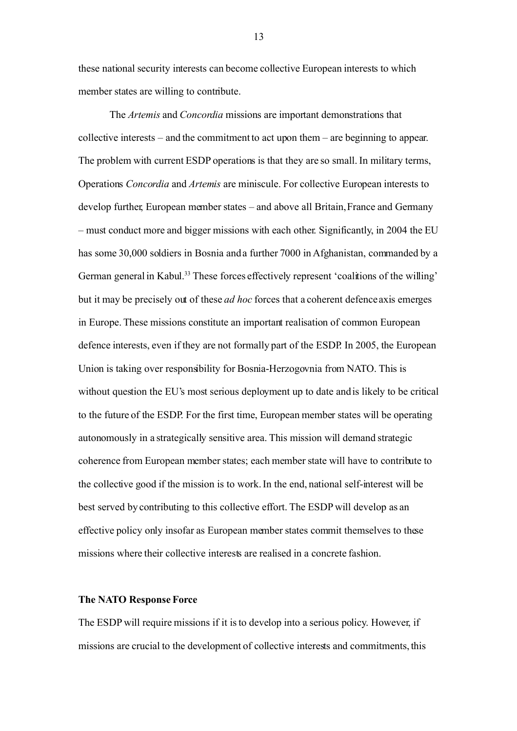these national security interests can become collective European interests to which member states are willing to contribute.

The *Artemis* and *Concordia* missions are important demonstrations that collective interests – and the commitment to act upon them – are beginning to appear. The problem with current ESDP operations is that they are so small. In military terms, Operations *Concordia* and *Artemis* are miniscule. For collective European interests to develop further, European member states – and above all Britain, France and Germany – must conduct more and bigger missions with each other. Significantly, in 2004 the EU has some 30,000 soldiers in Bosnia and a further 7000 in Afghanistan, commanded by a German general in Kabul.[33] These forces effectively represent 'coalitions of the willing' but it may be precisely out of these *ad hoc* forces that a coherent defence axis emerges in Europe. These missions constitute an important realisation of common European defence interests, even if they are not formally part of the ESDP. In 2005, the European Union is taking over responsibility for Bosnia-Herzogovnia from NATO. This is without question the EU's most serious deployment up to date and is likely to be critical to the future of the ESDP. For the first time, European member states will be operating autonomously in a strategically sensitive area. This mission will demand strategic coherence from European member states; each member state will have to contribute to the collective good if the mission is to work. In the end, national self-interest will be best served by contributing to this collective effort. The ESDP will develop as an effective policy only insofar as European member states commit themselves to these missions where their collective interests are realised in a concrete fashion.

**The NATO Response Force**

The ESDP will require missions if it is to develop into a serious policy. However, if missions are crucial to the development of collective interests and commitments, this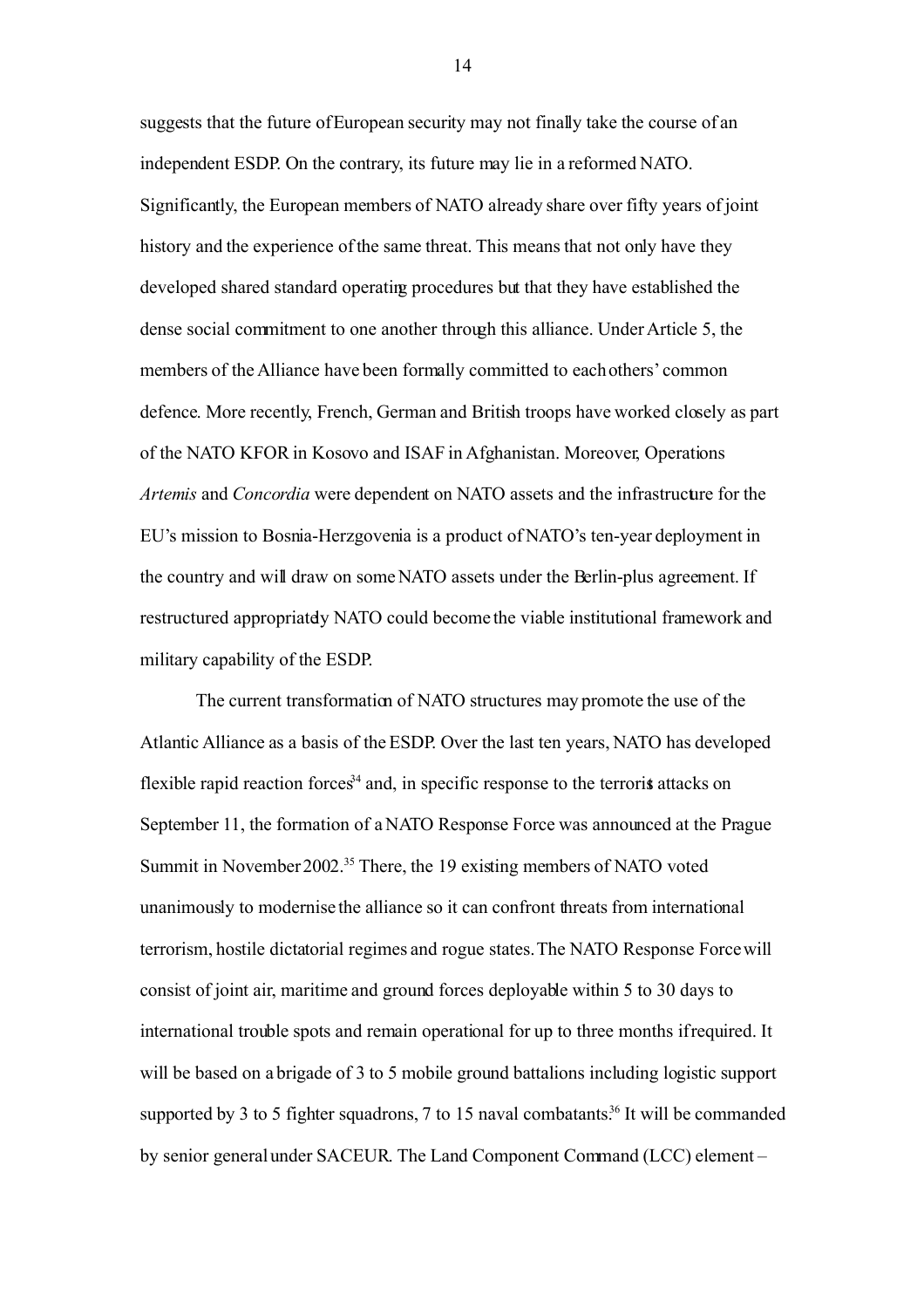suggests that the future of European security may not finally take the course of an independent ESDP. On the contrary, its future may lie in a reformed NATO. Significantly, the European members of NATO already share over fifty years of joint history and the experience of the same threat. This means that not only have they developed shared standard operating procedures but that they have established the dense social commitment to one another through this alliance. Under Article 5, the members of the Alliance have been formally committed to each others' common defence. More recently, French, German and British troops have worked closely as part of the NATO KFOR in Kosovo and ISAF in Afghanistan. Moreover, Operations *Artemis* and *Concordia* were dependent on NATO assets and the infrastructure for the EU's mission to Bosnia-Herzgovenia is a product of NATO's ten-year deployment in the country and will draw on some NATO assets under the Berlin-plus agreement. If restructured appropriately NATO could become the viable institutional framework and military capability of the ESDP.

The current transformation of NATO structures may promote the use of the Atlantic Alliance as a basis of the ESDP. Over the last ten years, NATO has developed flexible rapid reaction forces[34] and, in specific response to the terrorist attacks on September 11, the formation of a NATO Response Force was announced at the Prague Summit in November 2002.[35] There, the 19 existing members of NATO voted unanimously to modernise the alliance so it can confront threats from international terrorism, hostile dictatorial regimes and rogue states. The NATO Response Force will consist of joint air, maritime and ground forces deployable within 5 to 30 days to international trouble spots and remain operational for up to three months if required. It will be based on a brigade of 3 to 5 mobile ground battalions including logistic support supported by 3 to 5 fighter squadrons, 7 to 15 naval combatants.[36] It will be commanded by senior general under SACEUR. The Land Component Command (LCC) element –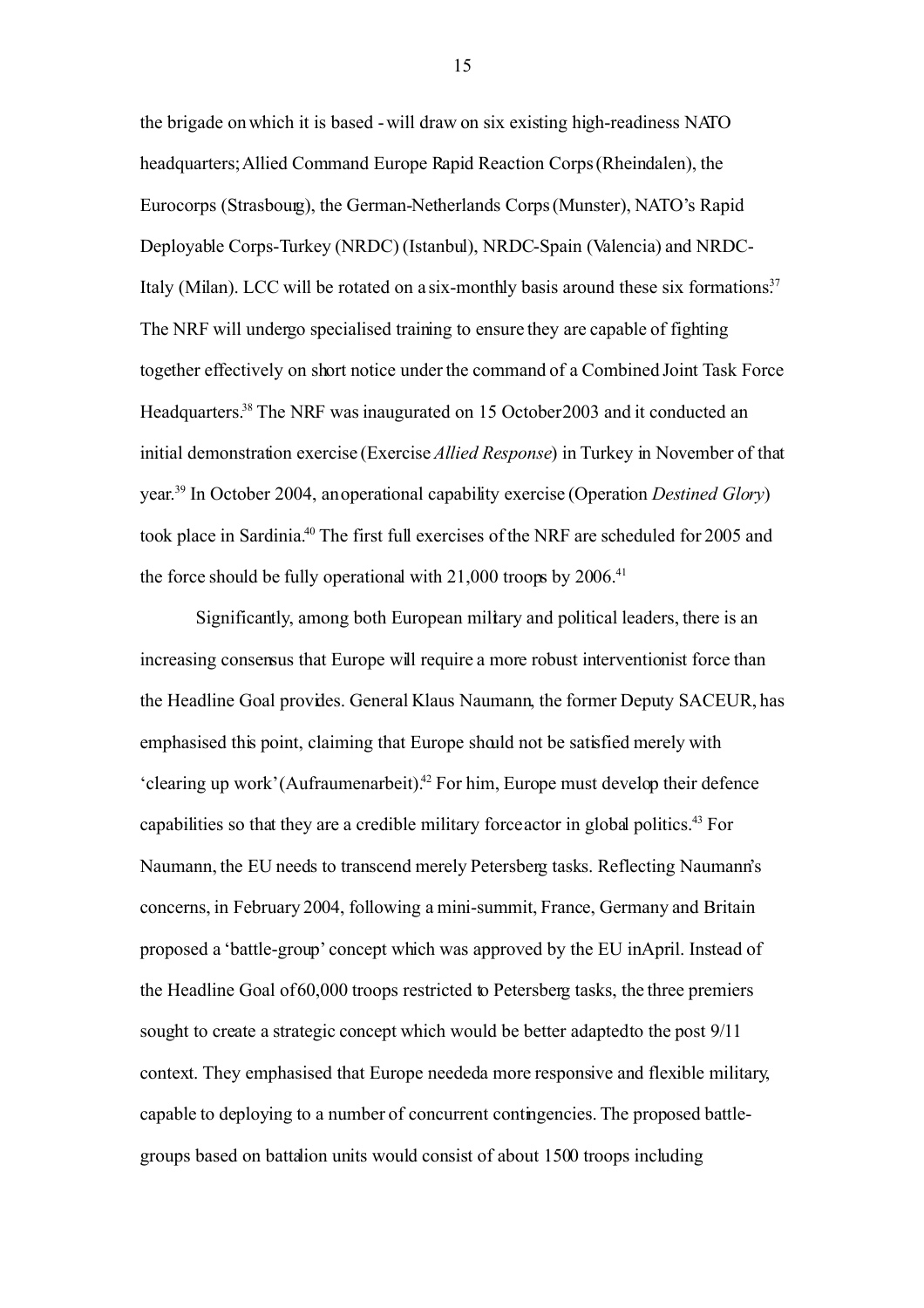the brigade on which it is based - will draw on six existing high-readiness NATO headquarters; Allied Command Europe Rapid Reaction Corps (Rheindalen), the Eurocorps (Strasbourg), the German-Netherlands Corps (Munster), NATO's Rapid Deployable Corps-Turkey (NRDC) (Istanbul), NRDC-Spain (Valencia) and NRDC-Italy (Milan). LCC will be rotated on a six-monthly basis around these six formations.[37] The NRF will undergo specialised training to ensure they are capable of fighting together effectively on short notice under the command of a Combined Joint Task Force Headquarters.[38] The NRF was inaugurated on 15 October 2003 and it conducted an initial demonstration exercise (Exercise *Allied Response*) in Turkey in November of that year.[39] In October 2004, an operational capability exercise (Operation *Destined Glory*) took place in Sardinia.[40] The first full exercises of the NRF are scheduled for 2005 and the force should be fully operational with 21,000 troops by 2006.[41]

Significantly, among both European military and political leaders, there is an increasing consensus that Europe will require a more robust interventionist force than the Headline Goal provides. General Klaus Naumann, the former Deputy SACEUR, has emphasised this point, claiming that Europe should not be satisfied merely with 'clearing up work' (Aufraumenarbeit).[42] For him, Europe must develop their defence capabilities so that they are a credible military force actor in global politics.[43] For Naumann, the EU needs to transcend merely Petersberg tasks. Reflecting Naumann's concerns, in February 2004, following a mini-summit, France, Germany and Britain proposed a 'battle-group' concept which was approved by the EU in April. Instead of the Headline Goal of 60,000 troops restricted to Petersberg tasks, the three premiers sought to create a strategic concept which would be better adapted to the post 9/11 context. They emphasised that Europe needed a more responsive and flexible military, capable to deploying to a number of concurrent contingencies. The proposed battle-groups based on battalion units would consist of about 1500 troops including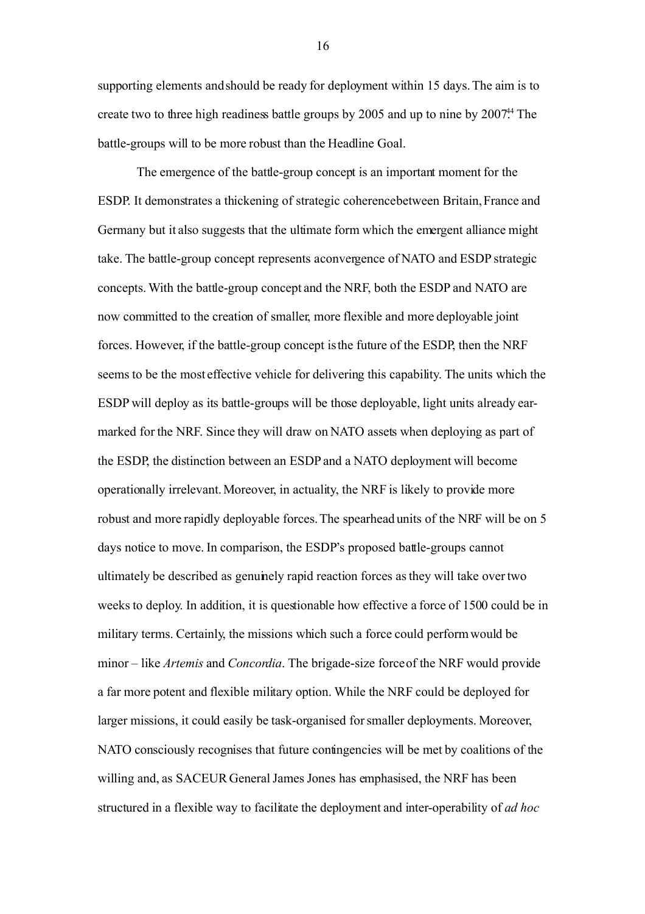supporting elements and should be ready for deployment within 15 days. The aim is to create two to three high readiness battle groups by 2005 and up to nine by 2007.[44] The battle-groups will to be more robust than the Headline Goal.

The emergence of the battle-group concept is an important moment for the ESDP. It demonstrates a thickening of strategic coherencebetween Britain, France and Germany but it also suggests that the ultimate form which the emergent alliance might take. The battle-group concept represents aconvergence of NATO and ESDP strategic concepts. With the battle-group concept and the NRF, both the ESDP and NATO are now committed to the creation of smaller, more flexible and more deployable joint forces. However, if the battle-group concept is the future of the ESDP, then the NRF seems to be the most effective vehicle for delivering this capability. The units which the ESDP will deploy as its battle-groups will be those deployable, light units already ear-marked for the NRF. Since they will draw on NATO assets when deploying as part of the ESDP, the distinction between an ESDP and a NATO deployment will become operationally irrelevant. Moreover, in actuality, the NRF is likely to provide more robust and more rapidly deployable forces. The spearhead units of the NRF will be on 5 days notice to move. In comparison, the ESDP's proposed battle-groups cannot ultimately be described as genuinely rapid reaction forces as they will take over two weeks to deploy. In addition, it is questionable how effective a force of 1500 could be in military terms. Certainly, the missions which such a force could perform would be minor – like *Artemis* and *Concordia*. The brigade-size force of the NRF would provide a far more potent and flexible military option. While the NRF could be deployed for larger missions, it could easily be task-organised for smaller deployments. Moreover, NATO consciously recognises that future contingencies will be met by coalitions of the willing and, as SACEUR General James Jones has emphasised, the NRF has been structured in a flexible way to facilitate the deployment and inter-operability of *ad hoc*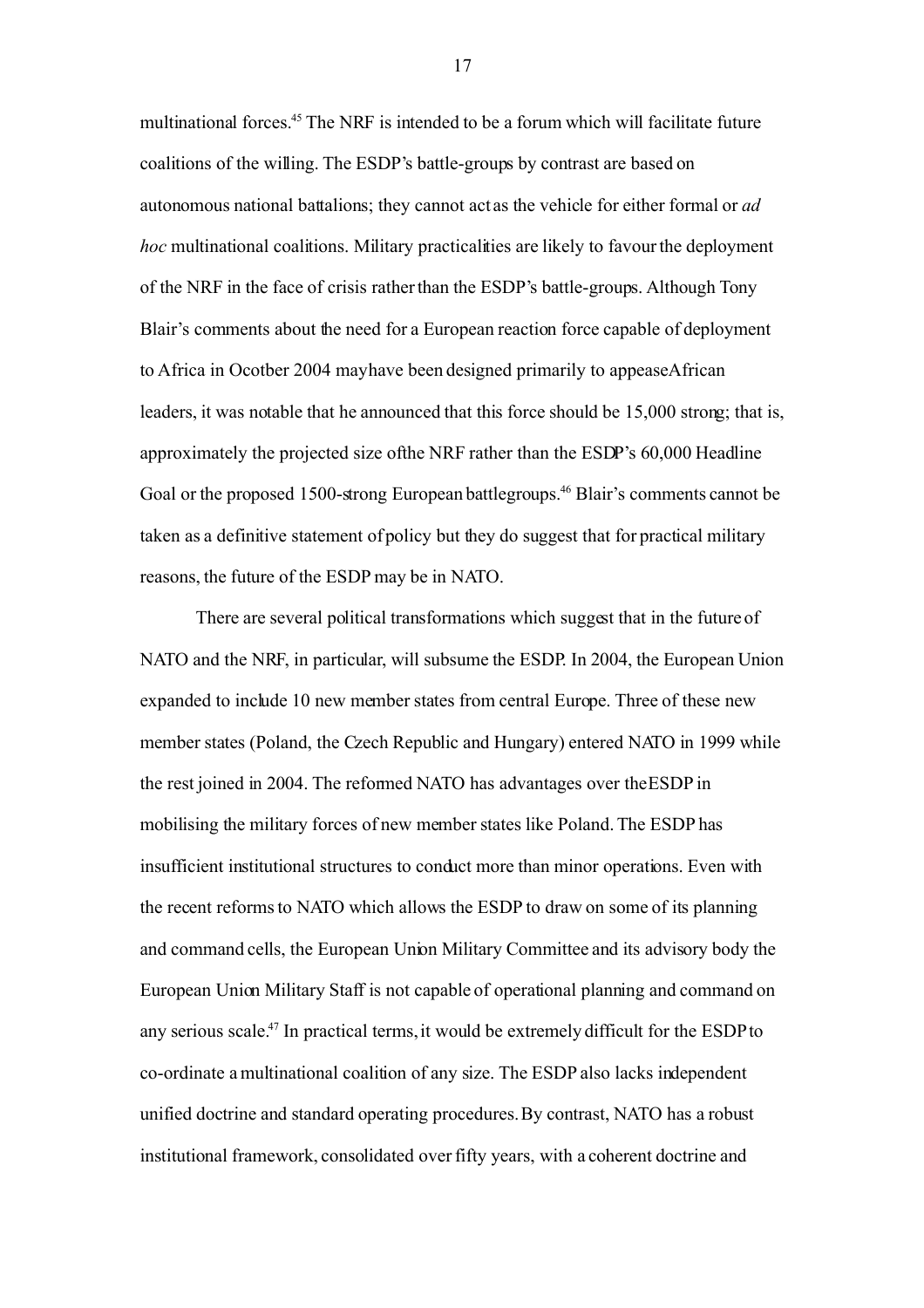multinational forces.[45] The NRF is intended to be a forum which will facilitate future coalitions of the willing. The ESDP's battle-groups by contrast are based on autonomous national battalions; they cannot act as the vehicle for either formal or *ad hoc* multinational coalitions. Military practicalities are likely to favour the deployment of the NRF in the face of crisis rather than the ESDP's battle-groups. Although Tony Blair's comments about the need for a European reaction force capable of deployment to Africa in Ocotber 2004 mayhave been designed primarily to appeaseAfrican leaders, it was notable that he announced that this force should be 15,000 strong; that is, approximately the projected size ofthe NRF rather than the ESDP's 60,000 Headline Goal or the proposed 1500-strong European battlegroups.[46] Blair's comments cannot be taken as a definitive statement of policy but they do suggest that for practical military reasons, the future of the ESDP may be in NATO.

There are several political transformations which suggest that in the future of NATO and the NRF, in particular, will subsume the ESDP. In 2004, the European Union expanded to include 10 new member states from central Europe. Three of these new member states (Poland, the Czech Republic and Hungary) entered NATO in 1999 while the rest joined in 2004. The reformed NATO has advantages over theESDP in mobilising the military forces of new member states like Poland. The ESDP has insufficient institutional structures to conduct more than minor operations. Even with the recent reforms to NATO which allows the ESDP to draw on some of its planning and command cells, the European Union Military Committee and its advisory body the European Union Military Staff is not capable of operational planning and command on any serious scale.[47] In practical terms, it would be extremely difficult for the ESDP to co-ordinate a multinational coalition of any size. The ESDP also lacks independent unified doctrine and standard operating procedures. By contrast, NATO has a robust institutional framework, consolidated over fifty years, with a coherent doctrine and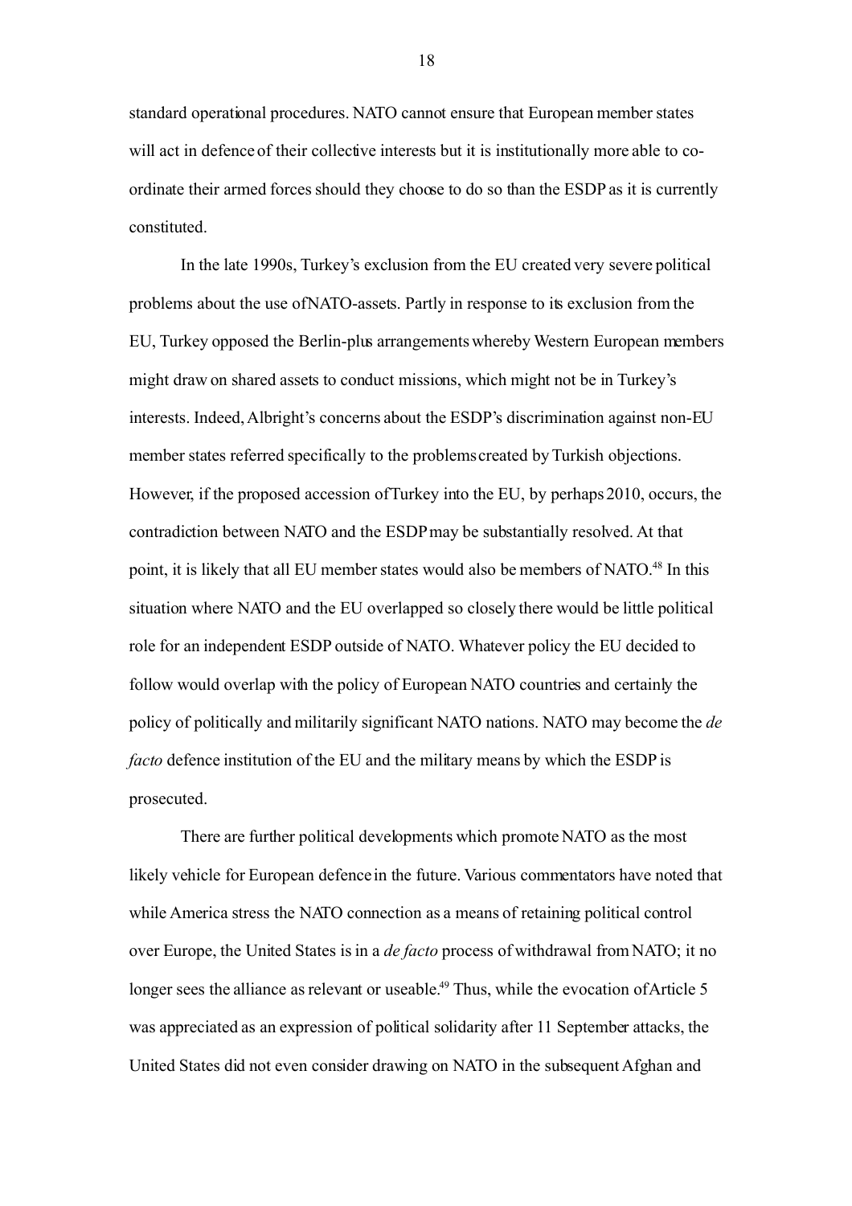standard operational procedures. NATO cannot ensure that European member states will act in defence of their collective interests but it is institutionally more able to co-ordinate their armed forces should they choose to do so than the ESDP as it is currently constituted.

In the late 1990s, Turkey's exclusion from the EU created very severe political problems about the use of NATO-assets. Partly in response to its exclusion from the EU, Turkey opposed the Berlin-plus arrangements whereby Western European members might draw on shared assets to conduct missions, which might not be in Turkey's interests. Indeed, Albright's concerns about the ESDP's discrimination against non-EU member states referred specifically to the problems created by Turkish objections. However, if the proposed accession of Turkey into the EU, by perhaps 2010, occurs, the contradiction between NATO and the ESDP may be substantially resolved. At that point, it is likely that all EU member states would also be members of NATO.[48] In this situation where NATO and the EU overlapped so closely there would be little political role for an independent ESDP outside of NATO. Whatever policy the EU decided to follow would overlap with the policy of European NATO countries and certainly the policy of politically and militarily significant NATO nations. NATO may become the *de facto* defence institution of the EU and the military means by which the ESDP is prosecuted.

There are further political developments which promote NATO as the most likely vehicle for European defence in the future. Various commentators have noted that while America stress the NATO connection as a means of retaining political control over Europe, the United States is in a *de facto* process of withdrawal from NATO; it no longer sees the alliance as relevant or useable.[49] Thus, while the evocation of Article 5 was appreciated as an expression of political solidarity after 11 September attacks, the United States did not even consider drawing on NATO in the subsequent Afghan and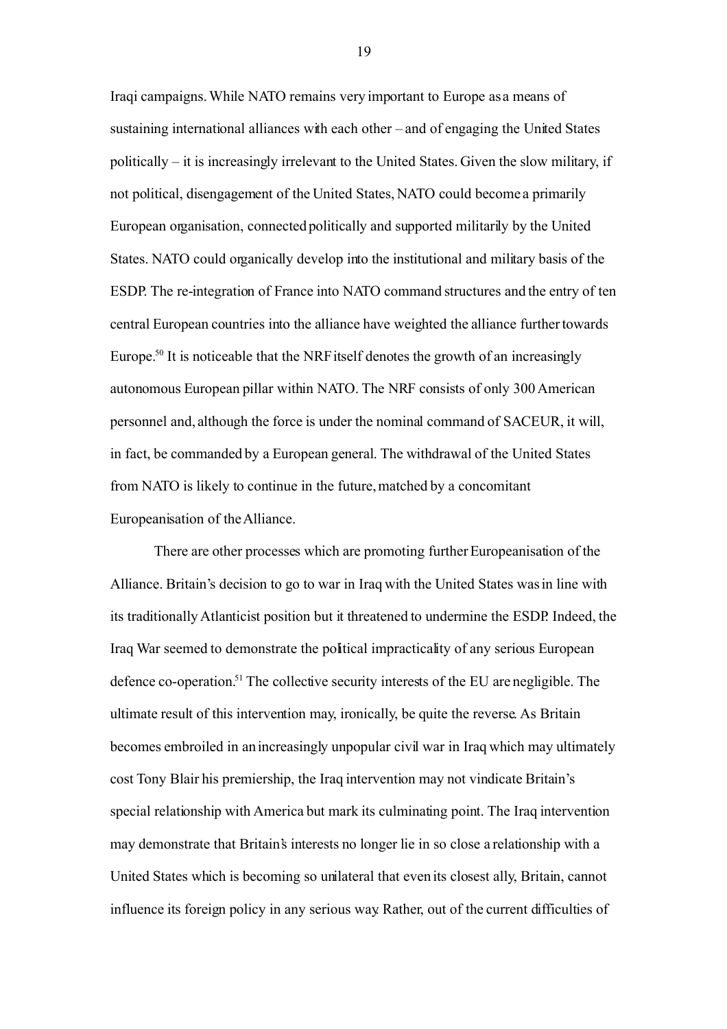Iraqi campaigns. While NATO remains very important to Europe as a means of sustaining international alliances with each other – and of engaging the United States politically – it is increasingly irrelevant to the United States. Given the slow military, if not political, disengagement of the United States, NATO could become a primarily European organisation, connected politically and supported militarily by the United States. NATO could organically develop into the institutional and military basis of the ESDP. The re-integration of France into NATO command structures and the entry of ten central European countries into the alliance have weighted the alliance further towards Europe.[50] It is noticeable that the NRF itself denotes the growth of an increasingly autonomous European pillar within NATO. The NRF consists of only 300 American personnel and, although the force is under the nominal command of SACEUR, it will, in fact, be commanded by a European general. The withdrawal of the United States from NATO is likely to continue in the future, matched by a concomitant Europeanisation of the Alliance.

There are other processes which are promoting further Europeanisation of the Alliance. Britain's decision to go to war in Iraq with the United States was in line with its traditionally Atlanticist position but it threatened to undermine the ESDP. Indeed, the Iraq War seemed to demonstrate the political impracticality of any serious European defence co-operation.[51] The collective security interests of the EU are negligible. The ultimate result of this intervention may, ironically, be quite the reverse. As Britain becomes embroiled in an increasingly unpopular civil war in Iraq which may ultimately cost Tony Blair his premiership, the Iraq intervention may not vindicate Britain's special relationship with America but mark its culminating point. The Iraq intervention may demonstrate that Britain's interests no longer lie in so close a relationship with a United States which is becoming so unilateral that even its closest ally, Britain, cannot influence its foreign policy in any serious way. Rather, out of the current difficulties of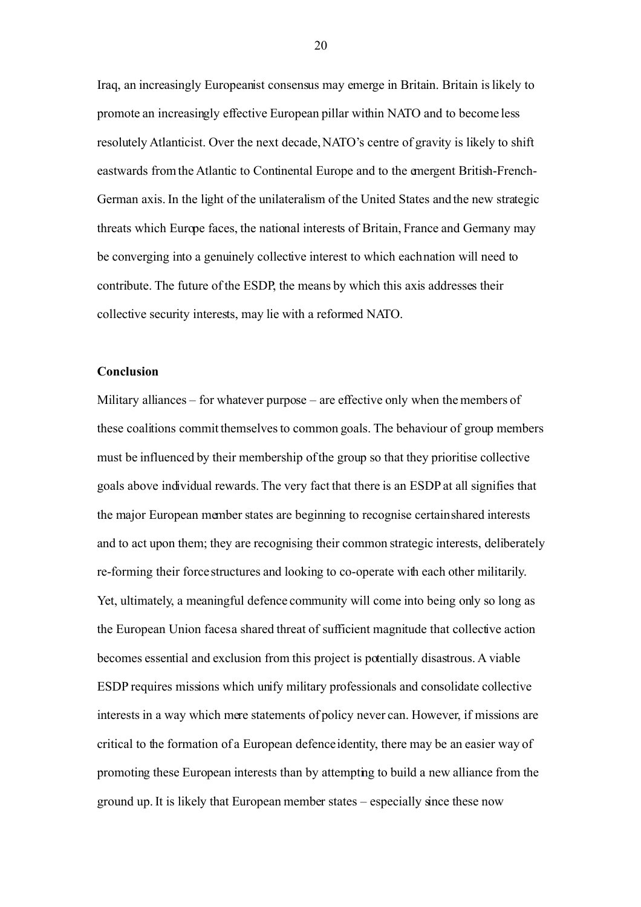Iraq, an increasingly Europeanist consensus may emerge in Britain. Britain is likely to promote an increasingly effective European pillar within NATO and to become less resolutely Atlanticist. Over the next decade, NATO's centre of gravity is likely to shift eastwards from the Atlantic to Continental Europe and to the emergent British-French-German axis. In the light of the unilateralism of the United States and the new strategic threats which Europe faces, the national interests of Britain, France and Germany may be converging into a genuinely collective interest to which each nation will need to contribute. The future of the ESDP, the means by which this axis addresses their collective security interests, may lie with a reformed NATO.

**Conclusion**

Military alliances – for whatever purpose – are effective only when the members of these coalitions commit themselves to common goals. The behaviour of group members must be influenced by their membership of the group so that they prioritise collective goals above individual rewards. The very fact that there is an ESDP at all signifies that the major European member states are beginning to recognise certain shared interests and to act upon them; they are recognising their common strategic interests, deliberately re-forming their force structures and looking to co-operate with each other militarily. Yet, ultimately, a meaningful defence community will come into being only so long as the European Union faces a shared threat of sufficient magnitude that collective action becomes essential and exclusion from this project is potentially disastrous. A viable ESDP requires missions which unify military professionals and consolidate collective interests in a way which mere statements of policy never can. However, if missions are critical to the formation of a European defence identity, there may be an easier way of promoting these European interests than by attempting to build a new alliance from the ground up. It is likely that European member states – especially since these now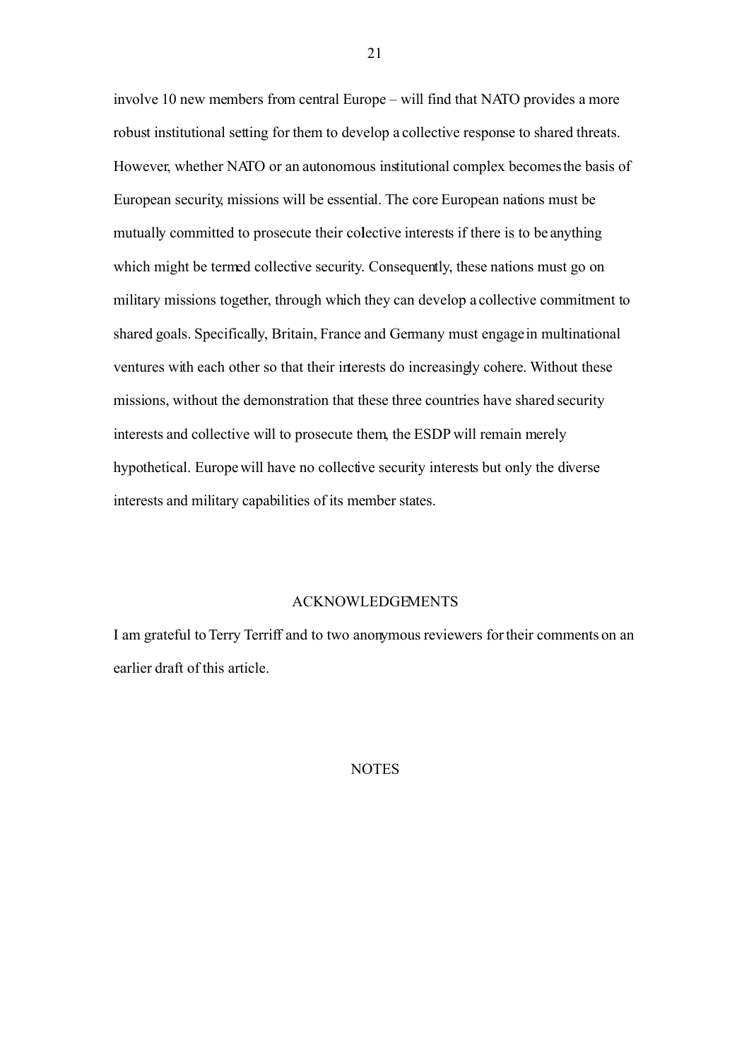involve 10 new members from central Europe – will find that NATO provides a more robust institutional setting for them to develop a collective response to shared threats. However, whether NATO or an autonomous institutional complex becomes the basis of European security, missions will be essential. The core European nations must be mutually committed to prosecute their colective interests if there is to be anything which might be termed collective security. Consequently, these nations must go on military missions together, through which they can develop a collective commitment to shared goals. Specifically, Britain, France and Germany must engage in multinational ventures with each other so that their interests do increasingly cohere. Without these missions, without the demonstration that these three countries have shared security interests and collective will to prosecute them, the ESDP will remain merely hypothetical. Europe will have no collective security interests but only the diverse interests and military capabilities of its member states.

## ACKNOWLEDGEMENTS

I am grateful to Terry Terriff and to two anonymous reviewers for their comments on an earlier draft of this article.

## NOTES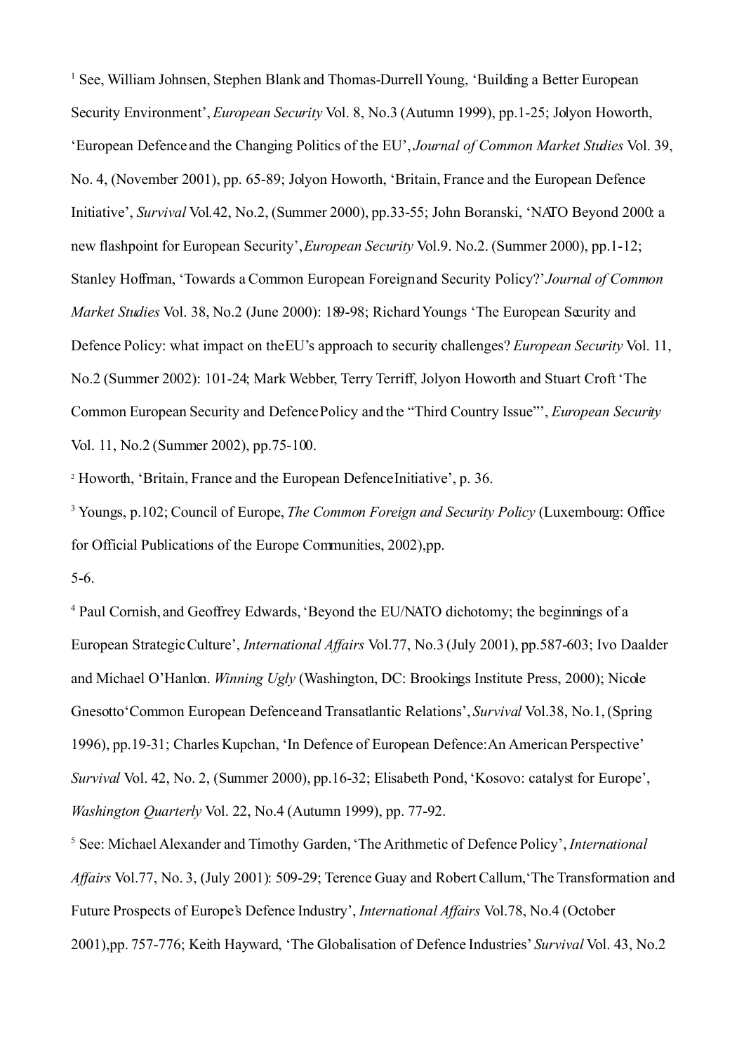[1] See, William Johnsen, Stephen Blank and Thomas-Durrell Young, 'Building a Better European Security Environment', *European Security* Vol. 8, No.3 (Autumn 1999), pp.1-25; Jolyon Howorth, 'European Defence and the Changing Politics of the EU', *Journal of Common Market Studies* Vol. 39, No. 4, (November 2001), pp. 65-89; Jolyon Howorth, 'Britain, France and the European Defence Initiative', *Survival* Vol.42, No.2, (Summer 2000), pp.33-55; John Boranski, 'NATO Beyond 2000: a new flashpoint for European Security', *European Security* Vol.9. No.2. (Summer 2000), pp.1-12; Stanley Hoffman, 'Towards a Common European Foreign and Security Policy?' *Journal of Common Market Studies* Vol. 38, No.2 (June 2000): 189-98; Richard Youngs 'The European Security and Defence Policy: what impact on the EU's approach to security challenges? *European Security* Vol. 11, No.2 (Summer 2002): 101-24; Mark Webber, Terry Terriff, Jolyon Howorth and Stuart Croft 'The Common European Security and Defence Policy and the "Third Country Issue"', *European Security* Vol. 11, No.2 (Summer 2002), pp.75-100.

[2] Howorth, 'Britain, France and the European Defence Initiative', p. 36.

[3] Youngs, p.102; Council of Europe, *The Common Foreign and Security Policy* (Luxembourg: Office for Official Publications of the Europe Communities, 2002), pp. 5-6.

[4] Paul Cornish, and Geoffrey Edwards, 'Beyond the EU/NATO dichotomy; the beginnings of a European Strategic Culture', *International Affairs* Vol.77, No.3 (July 2001), pp.587-603; Ivo Daalder and Michael O'Hanlon. *Winning Ugly* (Washington, DC: Brookings Institute Press, 2000); Nicole Gnesotto 'Common European Defence and Transatlantic Relations', *Survival* Vol.38, No.1, (Spring 1996), pp.19-31; Charles Kupchan, 'In Defence of European Defence: An American Perspective' *Survival* Vol. 42, No. 2, (Summer 2000), pp.16-32; Elisabeth Pond, 'Kosovo: catalyst for Europe', *Washington Quarterly* Vol. 22, No.4 (Autumn 1999), pp. 77-92.

[5] See: Michael Alexander and Timothy Garden, 'The Arithmetic of Defence Policy', *International Affairs* Vol.77, No. 3, (July 2001): 509-29; Terence Guay and Robert Callum, 'The Transformation and Future Prospects of Europe's Defence Industry', *International Affairs* Vol.78, No.4 (October 2001), pp. 757-776; Keith Hayward, 'The Globalisation of Defence Industries' *Survival* Vol. 43, No.2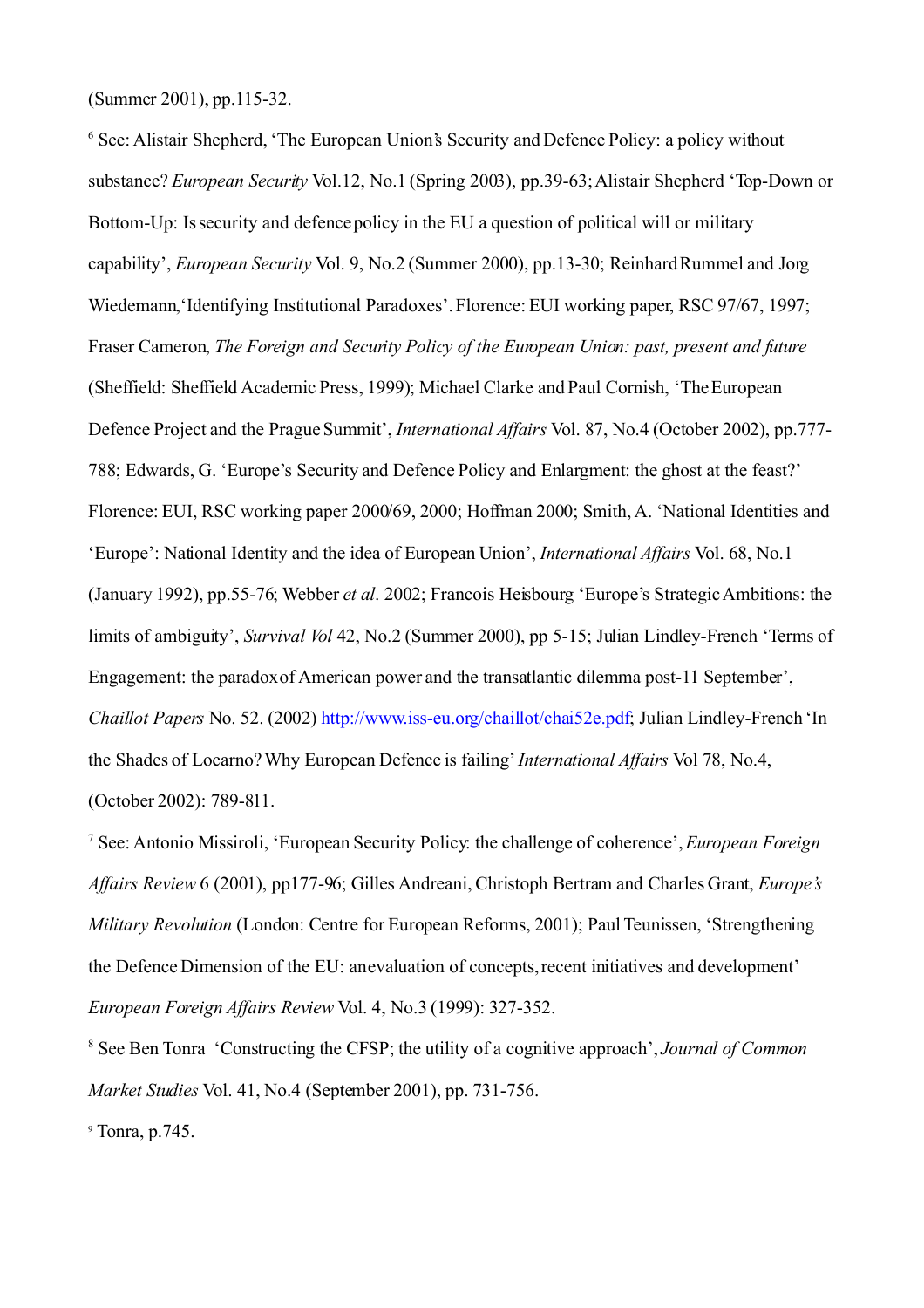(Summer 2001), pp.115-32.

[6] See: Alistair Shepherd, 'The European Union's Security and Defence Policy: a policy without substance? *European Security* Vol.12, No.1 (Spring 2003), pp.39-63; Alistair Shepherd 'Top-Down or Bottom-Up: Is security and defence policy in the EU a question of political will or military capability', *European Security* Vol. 9, No.2 (Summer 2000), pp.13-30; Reinhard Rummel and Jorg Wiedemann, 'Identifying Institutional Paradoxes'. Florence: EUI working paper, RSC 97/67, 1997; Fraser Cameron, *The Foreign and Security Policy of the European Union: past, present and future* (Sheffield: Sheffield Academic Press, 1999); Michael Clarke and Paul Cornish, 'The European Defence Project and the Prague Summit', *International Affairs* Vol. 87, No.4 (October 2002), pp.777-788; Edwards, G. 'Europe's Security and Defence Policy and Enlargment: the ghost at the feast?' Florence: EUI, RSC working paper 2000/69, 2000; Hoffman 2000; Smith, A. 'National Identities and 'Europe': National Identity and the idea of European Union', *International Affairs* Vol. 68, No.1 (January 1992), pp.55-76; Webber *et al*. 2002; Francois Heisbourg 'Europe's Strategic Ambitions: the limits of ambiguity', *Survival Vol* 42, No.2 (Summer 2000), pp 5-15; Julian Lindley-French 'Terms of Engagement: the paradox of American power and the transatlantic dilemma post-11 September', *Chaillot Papers* No. 52. (2002) http://www.iss-eu.org/chaillot/chai52e.pdf; Julian Lindley-French 'In the Shades of Locarno? Why European Defence is failing' *International Affairs* Vol 78, No.4, (October 2002): 789-811.

[7] See: Antonio Missiroli, 'European Security Policy: the challenge of coherence', *European Foreign Affairs Review* 6 (2001), pp177-96; Gilles Andreani, Christoph Bertram and Charles Grant, *Europe's Military Revolution* (London: Centre for European Reforms, 2001); Paul Teunissen, 'Strengthening the Defence Dimension of the EU: an evaluation of concepts, recent initiatives and development' *European Foreign Affairs Review* Vol. 4, No.3 (1999): 327-352.

[8] See Ben Tonra 'Constructing the CFSP; the utility of a cognitive approach', *Journal of Common Market Studies* Vol. 41, No.4 (September 2001), pp. 731-756.

[9] Tonra, p.745.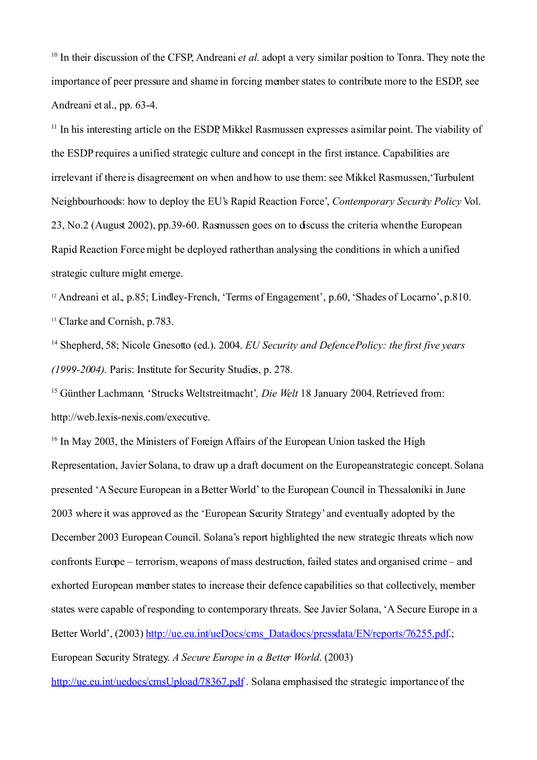[10] In their discussion of the CFSP, Andreani *et al.* adopt a very similar position to Tonra. They note the importance of peer pressure and shame in forcing member states to contribute more to the ESDP, see Andreani et al., pp. 63-4.

[11] In his interesting article on the ESDP, Mikkel Rasmussen expresses a similar point. The viability of the ESDP requires a unified strategic culture and concept in the first instance. Capabilities are irrelevant if there is disagreement on when and how to use them: see Mikkel Rasmussen, 'Turbulent Neighbourhoods: how to deploy the EU's Rapid Reaction Force', *Contemporary Security Policy* Vol. 23, No.2 (August 2002), pp.39-60. Rasmussen goes on to discuss the criteria when the European Rapid Reaction Force might be deployed rather than analysing the conditions in which a unified strategic culture might emerge.

[12] Andreani et al., p.85; Lindley-French, 'Terms of Engagement', p.60, 'Shades of Locarno', p.810.

[13] Clarke and Cornish, p.783.

[14] Shepherd, 58; Nicole Gnesotto (ed.). 2004. *EU Security and Defence Policy: the first five years (1999-2004)*. Paris: Institute for Security Studies, p. 278.

[15] Günther Lachmann, 'Strucks Weltstreitmacht', *Die Welt* 18 January 2004. Retrieved from: http://web.lexis-nexis.com/executive.

[16] In May 2003, the Ministers of Foreign Affairs of the European Union tasked the High Representation, Javier Solana, to draw up a draft document on the European strategic concept. Solana presented 'A Secure European in a Better World' to the European Council in Thessaloniki in June 2003 where it was approved as the 'European Security Strategy' and eventually adopted by the December 2003 European Council. Solana's report highlighted the new strategic threats which now confronts Europe – terrorism, weapons of mass destruction, failed states and organised crime – and exhorted European member states to increase their defence capabilities so that collectively, member states were capable of responding to contemporary threats. See Javier Solana, 'A Secure Europe in a Better World', (2003) http://ue.eu.int/ueDocs/cms_Data/docs/pressdata/EN/reports/76255.pdf.; European Security Strategy. *A Secure Europe in a Better World*. (2003) http://ue.eu.int/uedocs/cmsUpload/78367.pdf . Solana emphasised the strategic importance of the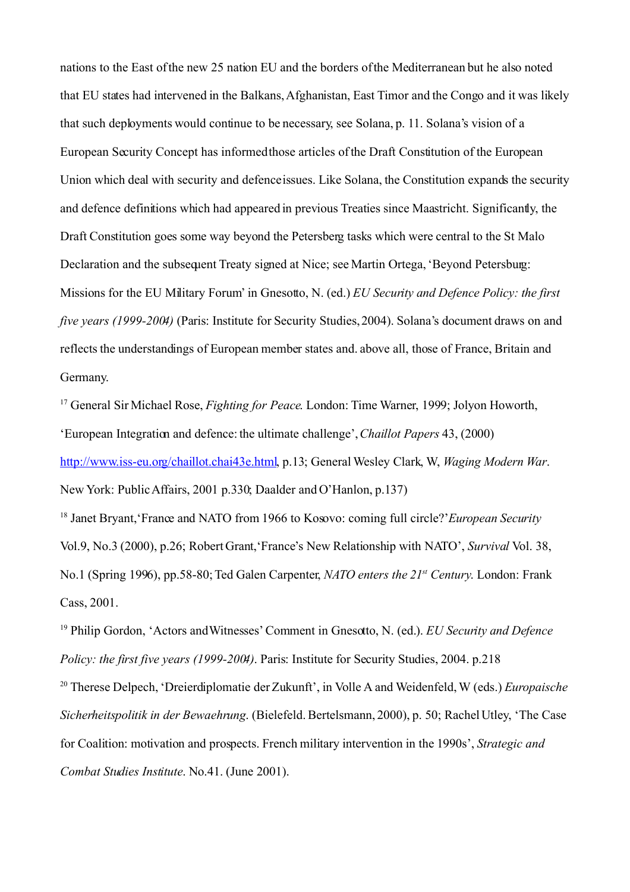nations to the East of the new 25 nation EU and the borders of the Mediterranean but he also noted that EU states had intervened in the Balkans, Afghanistan, East Timor and the Congo and it was likely that such deployments would continue to be necessary, see Solana, p. 11. Solana's vision of a European Security Concept has informed those articles of the Draft Constitution of the European Union which deal with security and defence issues. Like Solana, the Constitution expands the security and defence definitions which had appeared in previous Treaties since Maastricht. Significantly, the Draft Constitution goes some way beyond the Petersberg tasks which were central to the St Malo Declaration and the subsequent Treaty signed at Nice; see Martin Ortega, 'Beyond Petersburg: Missions for the EU Military Forum' in Gnesotto, N. (ed.) *EU Security and Defence Policy: the first five years (1999-2004)* (Paris: Institute for Security Studies, 2004). Solana's document draws on and reflects the understandings of European member states and. above all, those of France, Britain and Germany.

[17] General Sir Michael Rose, *Fighting for Peace*. London: Time Warner, 1999; Jolyon Howorth, 'European Integration and defence: the ultimate challenge', *Chaillot Papers* 43, (2000) http://www.iss-eu.org/chaillot.chai43e.html, p.13; General Wesley Clark, W, *Waging Modern War*. New York: Public Affairs, 2001 p.330; Daalder and O'Hanlon, p.137)

[18] Janet Bryant, 'France and NATO from 1966 to Kosovo: coming full circle?' *European Security* Vol.9, No.3 (2000), p.26; Robert Grant, 'France's New Relationship with NATO', *Survival* Vol. 38, No.1 (Spring 1996), pp.58-80; Ted Galen Carpenter, *NATO enters the 21st Century*. London: Frank Cass, 2001.

[19] Philip Gordon, 'Actors and Witnesses' Comment in Gnesotto, N. (ed.). *EU Security and Defence Policy: the first five years (1999-2004)*. Paris: Institute for Security Studies, 2004. p.218

[20] Therese Delpech, 'Dreierdiplomatie der Zukunft', in Volle A and Weidenfeld, W (eds.) *Europaische Sicherheitspolitik in der Bewaehrung*. (Bielefeld. Bertelsmann, 2000), p. 50; Rachel Utley, 'The Case for Coalition: motivation and prospects. French military intervention in the 1990s', *Strategic and Combat Studies Institute*. No.41. (June 2001).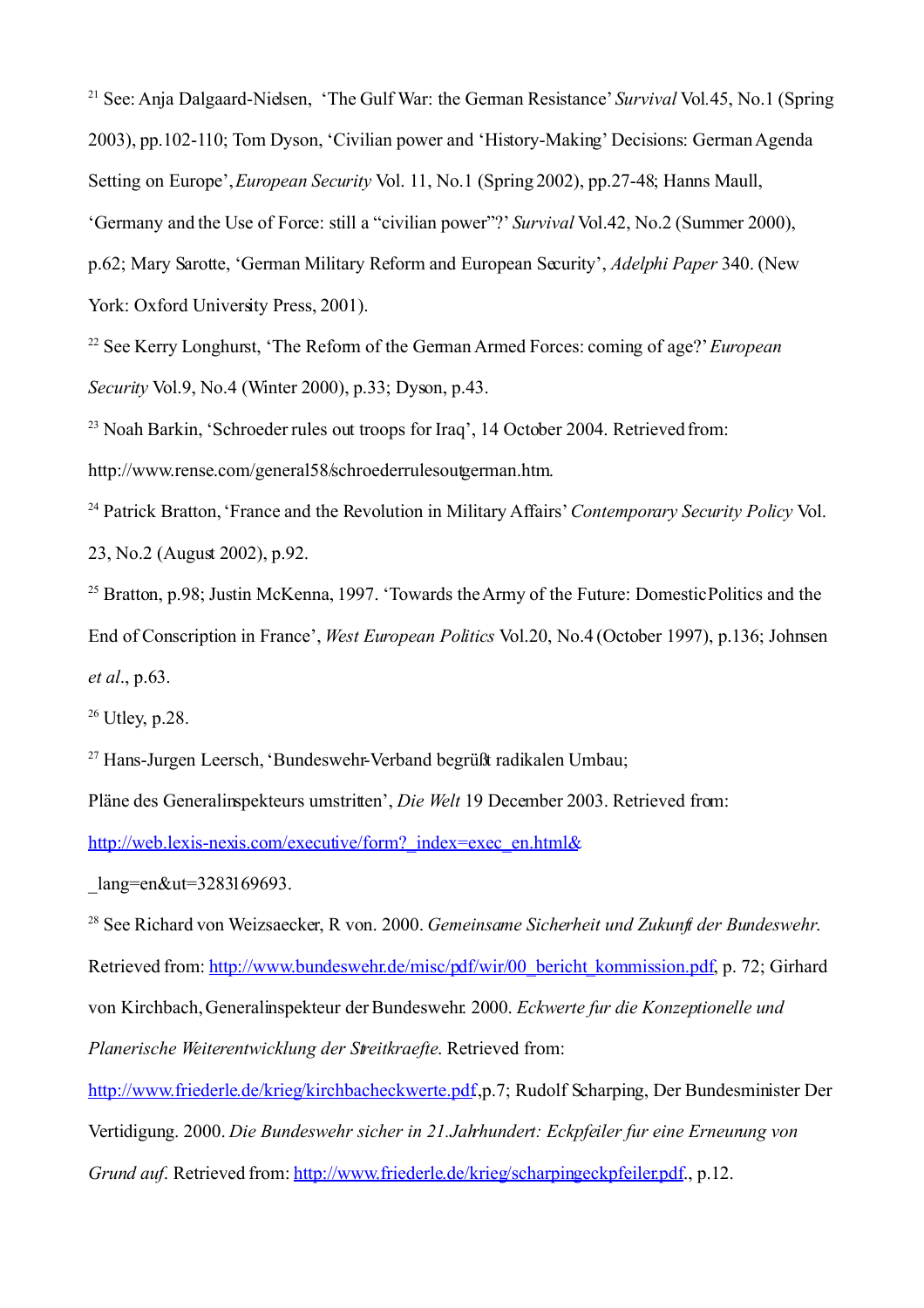[21] See: Anja Dalgaard-Nielsen, 'The Gulf War: the German Resistance' *Survival* Vol.45, No.1 (Spring 2003), pp.102-110; Tom Dyson, 'Civilian power and 'History-Making' Decisions: German Agenda Setting on Europe', *European Security* Vol. 11, No.1 (Spring 2002), pp.27-48; Hanns Maull, 'Germany and the Use of Force: still a "civilian power"?' *Survival* Vol.42, No.2 (Summer 2000), p.62; Mary Sarotte, 'German Military Reform and European Security', *Adelphi Paper* 340. (New York: Oxford University Press, 2001).

[22] See Kerry Longhurst, 'The Reform of the German Armed Forces: coming of age?' *European Security* Vol.9, No.4 (Winter 2000), p.33; Dyson, p.43.

[23] Noah Barkin, 'Schroeder rules out troops for Iraq', 14 October 2004. Retrieved from: http://www.rense.com/general58/schroederrulesoutgerman.htm.

[24] Patrick Bratton, 'France and the Revolution in Military Affairs' *Contemporary Security Policy* Vol. 23, No.2 (August 2002), p.92.

[25] Bratton, p.98; Justin McKenna, 1997. 'Towards the Army of the Future: Domestic Politics and the End of Conscription in France', *West European Politics* Vol.20, No.4 (October 1997), p.136; Johnsen *et al*., p.63.

[26] Utley, p.28.

[27] Hans-Jurgen Leersch, 'Bundeswehr-Verband begrüßt radikalen Umbau; Pläne des Generalinspekteurs umstritten', *Die Welt* 19 December 2003. Retrieved from: http://web.lexis-nexis.com/executive/form?_index=exec_en.html&_lang=en&ut=3283169693.

[28] See Richard von Weizsaecker, R von. 2000. *Gemeinsame Sicherheit und Zukunft der Bundeswehr*. Retrieved from: http://www.bundeswehr.de/misc/pdf/wir/00_bericht_kommission.pdf, p. 72; Girhard von Kirchbach, Generalinspekteur der Bundeswehr. 2000. *Eckwerte fur die Konzeptionelle und Planerische Weiterentwicklung der Streitkraefte*. Retrieved from: http://www.friederle.de/krieg/kirchbacheckwerte.pdf,p.7; Rudolf Scharping, Der Bundesminister Der Vertidigung. 2000. *Die Bundeswehr sicher in 21.Jahrhundert: Eckpfeiler fur eine Erneunung von Grund auf*. Retrieved from: http://www.friederle.de/krieg/scharpingeckpfeiler.pdf., p.12.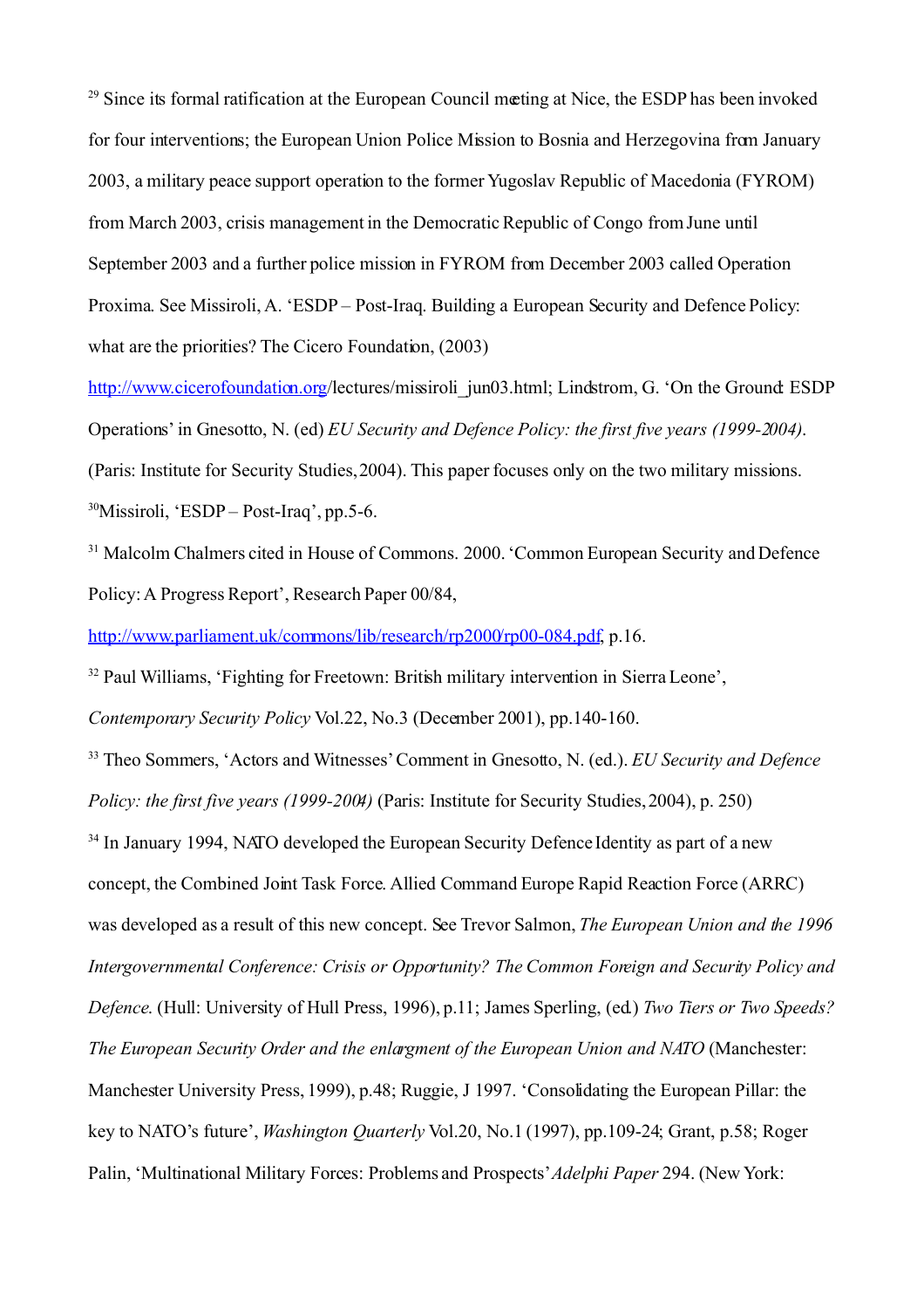[29] Since its formal ratification at the European Council meeting at Nice, the ESDP has been invoked for four interventions; the European Union Police Mission to Bosnia and Herzegovina from January 2003, a military peace support operation to the former Yugoslav Republic of Macedonia (FYROM) from March 2003, crisis management in the Democratic Republic of Congo from June until September 2003 and a further police mission in FYROM from December 2003 called Operation Proxima. See Missiroli, A. 'ESDP – Post-Iraq. Building a European Security and Defence Policy: what are the priorities? The Cicero Foundation, (2003) http://www.cicerofoundation.org/lectures/missiroli_jun03.html; Lindstrom, G. 'On the Ground: ESDP Operations' in Gnesotto, N. (ed) *EU Security and Defence Policy: the first five years (1999-2004)*. (Paris: Institute for Security Studies, 2004). This paper focuses only on the two military missions.

[30] Missiroli, 'ESDP – Post-Iraq', pp.5-6.

[31] Malcolm Chalmers cited in House of Commons. 2000. 'Common European Security and Defence Policy: A Progress Report', Research Paper 00/84, http://www.parliament.uk/commons/lib/research/rp2000/rp00-084.pdf, p.16.

[32] Paul Williams, 'Fighting for Freetown: British military intervention in Sierra Leone', *Contemporary Security Policy* Vol.22, No.3 (December 2001), pp.140-160.

[33] Theo Sommers, 'Actors and Witnesses' Comment in Gnesotto, N. (ed.). *EU Security and Defence Policy: the first five years (1999-2004)* (Paris: Institute for Security Studies, 2004), p. 250)

[34] In January 1994, NATO developed the European Security Defence Identity as part of a new concept, the Combined Joint Task Force. Allied Command Europe Rapid Reaction Force (ARRC) was developed as a result of this new concept. See Trevor Salmon, *The European Union and the 1996 Intergovernmental Conference: Crisis or Opportunity? The Common Foreign and Security Policy and Defence*. (Hull: University of Hull Press, 1996), p.11; James Sperling, (ed.) *Two Tiers or Two Speeds? The European Security Order and the enlargment of the European Union and NATO* (Manchester: Manchester University Press, 1999), p.48; Ruggie, J 1997. 'Consolidating the European Pillar: the key to NATO's future', *Washington Quarterly* Vol.20, No.1 (1997), pp.109-24; Grant, p.58; Roger Palin, 'Multinational Military Forces: Problems and Prospects' *Adelphi Paper* 294. (New York: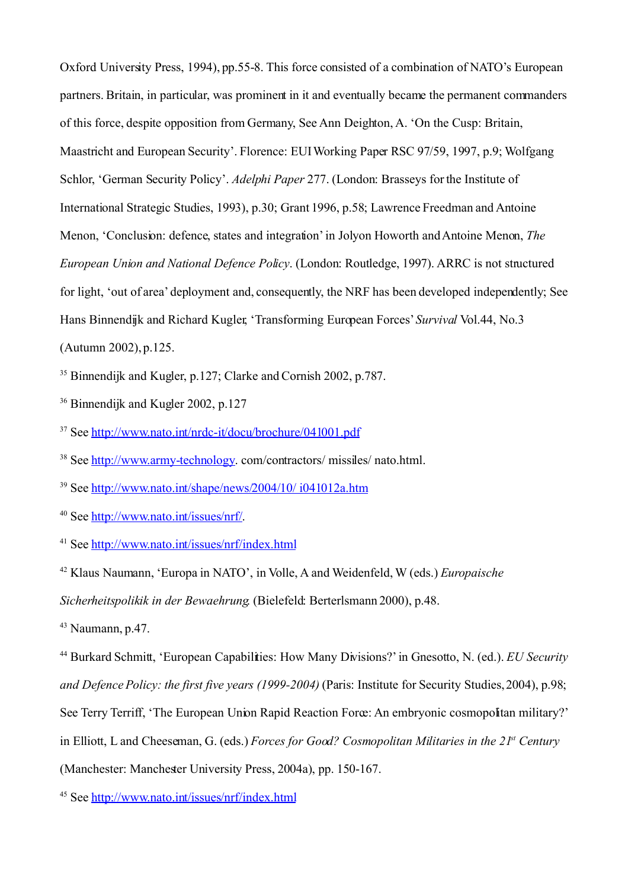Oxford University Press, 1994), pp.55-8. This force consisted of a combination of NATO's European partners. Britain, in particular, was prominent in it and eventually became the permanent commanders of this force, despite opposition from Germany, See Ann Deighton, A. 'On the Cusp: Britain, Maastricht and European Security'. Florence: EUI Working Paper RSC 97/59, 1997, p.9; Wolfgang Schlor, 'German Security Policy'. *Adelphi Paper* 277. (London: Brasseys for the Institute of International Strategic Studies, 1993), p.30; Grant 1996, p.58; Lawrence Freedman and Antoine Menon, 'Conclusion: defence, states and integration' in Jolyon Howorth and Antoine Menon, *The European Union and National Defence Policy*. (London: Routledge, 1997). ARRC is not structured for light, 'out of area' deployment and, consequently, the NRF has been developed independently; See Hans Binnendijk and Richard Kugler, 'Transforming European Forces' *Survival* Vol.44, No.3 (Autumn 2002), p.125.

[35] Binnendijk and Kugler, p.127; Clarke and Cornish 2002, p.787.

[36] Binnendijk and Kugler 2002, p.127

[37] See http://www.nato.int/nrdc-it/docu/brochure/041001.pdf

[38] See http://www.army-technology. com/contractors/ missiles/ nato.html.

[39] See http://www.nato.int/shape/news/2004/10/ i041012a.htm

[40] See http://www.nato.int/issues/nrf/.

[41] See http://www.nato.int/issues/nrf/index.html

[42] Klaus Naumann, 'Europa in NATO', in Volle, A and Weidenfeld, W (eds.) *Europaische Sicherheitspolikik in der Bewaehrung*. (Bielefeld: Berterlsmann 2000), p.48.

[43] Naumann, p.47.

[44] Burkard Schmitt, 'European Capabilities: How Many Divisions?' in Gnesotto, N. (ed.). *EU Security and Defence Policy: the first five years (1999-2004)* (Paris: Institute for Security Studies, 2004), p.98; See Terry Terriff, 'The European Union Rapid Reaction Force: An embryonic cosmopolitan military?' in Elliott, L and Cheeseman, G. (eds.) *Forces for Good? Cosmopolitan Militaries in the 21st Century* (Manchester: Manchester University Press, 2004a), pp. 150-167.

[45] See http://www.nato.int/issues/nrf/index.html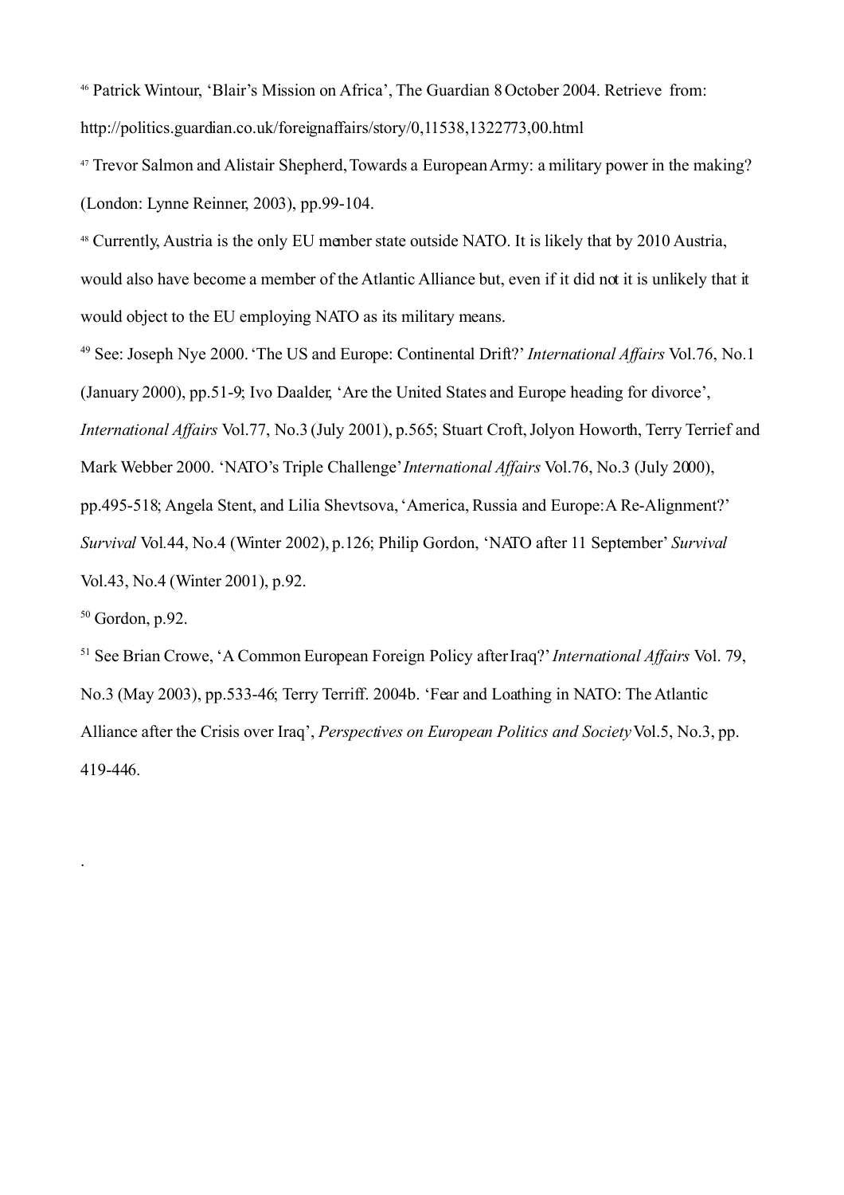[46] Patrick Wintour, 'Blair's Mission on Africa', The Guardian 8 October 2004. Retrieve from: http://politics.guardian.co.uk/foreignaffairs/story/0,11538,1322773,00.html

[47] Trevor Salmon and Alistair Shepherd, Towards a European Army: a military power in the making? (London: Lynne Reinner, 2003), pp.99-104.

[48] Currently, Austria is the only EU member state outside NATO. It is likely that by 2010 Austria, would also have become a member of the Atlantic Alliance but, even if it did not it is unlikely that it would object to the EU employing NATO as its military means.

[49] See: Joseph Nye 2000. 'The US and Europe: Continental Drift?' *International Affairs* Vol.76, No.1 (January 2000), pp.51-9; Ivo Daalder, 'Are the United States and Europe heading for divorce', *International Affairs* Vol.77, No.3 (July 2001), p.565; Stuart Croft, Jolyon Howorth, Terry Terrief and Mark Webber 2000. 'NATO's Triple Challenge' *International Affairs* Vol.76, No.3 (July 2000), pp.495-518; Angela Stent, and Lilia Shevtsova, 'America, Russia and Europe: A Re-Alignment?' *Survival* Vol.44, No.4 (Winter 2002), p.126; Philip Gordon, 'NATO after 11 September' *Survival* Vol.43, No.4 (Winter 2001), p.92.

[50] Gordon, p.92.

[51] See Brian Crowe, 'A Common European Foreign Policy after Iraq?' *International Affairs* Vol. 79, No.3 (May 2003), pp.533-46; Terry Terriff. 2004b. 'Fear and Loathing in NATO: The Atlantic Alliance after the Crisis over Iraq', *Perspectives on European Politics and Society* Vol.5, No.3, pp. 419-446.

.